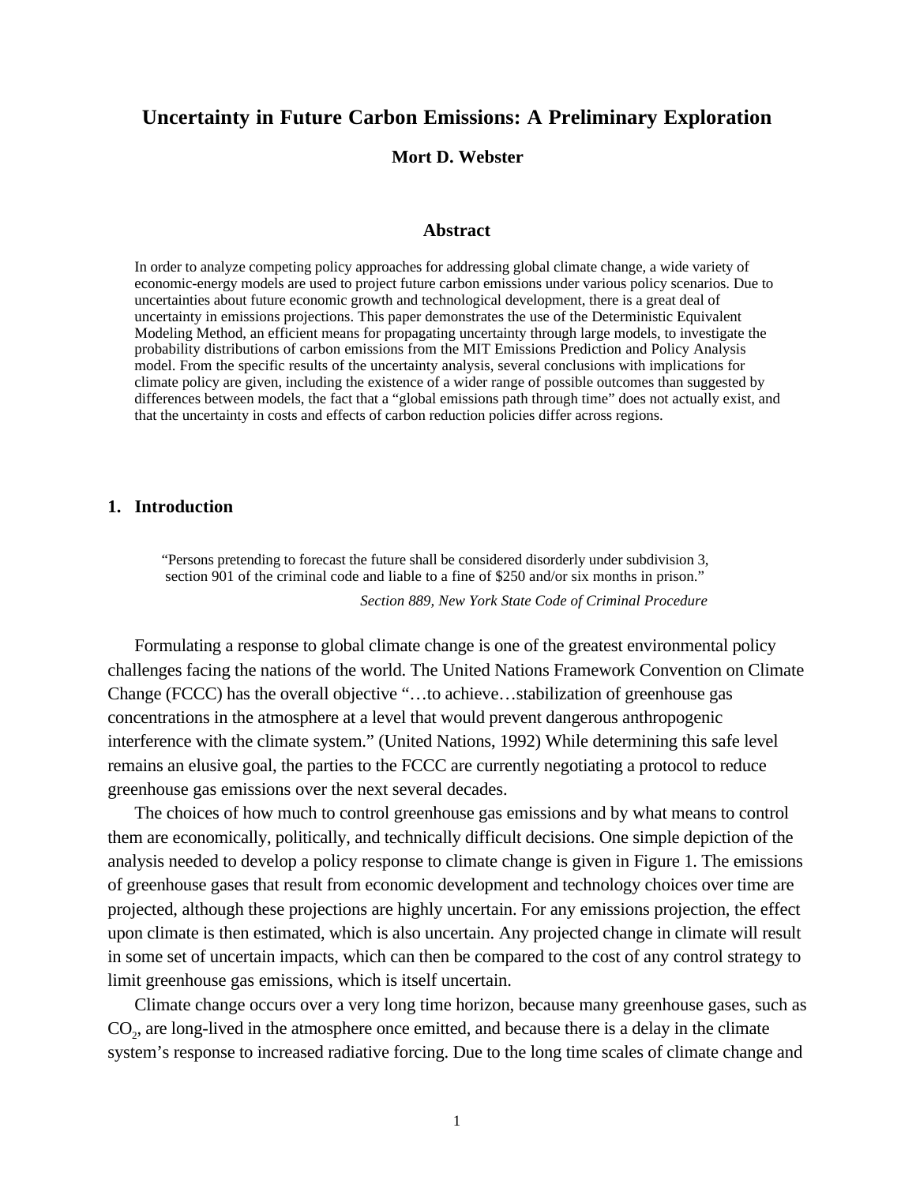# Uncertainty in Future Carbon Emissions: A Preliminary Exploration

**Mort D. Webster**

## Abstract

In order to analyze competing policy approaches for addressing global climate change, a wide variety of economic-energy models are used to project future carbon emissions under various policy scenarios. Due to uncertainties about future economic growth and technological development, there is a great deal of uncertainty in emissions projections. This paper demonstrates the use of the Deterministic Equivalent Modeling Method, an efficient means for propagating uncertainty through large models, to investigate the probability distributions of carbon emissions from the MIT Emissions Prediction and Policy Analysis model. From the specific results of the uncertainty analysis, several conclusions with implications for climate policy are given, including the existence of a wider range of possible outcomes than suggested by differences between models, the fact that a "global emissions path through time" does not actually exist, and that the uncertainty in costs and effects of carbon reduction policies differ across regions.

## 1. Introduction

> "Persons pretending to forecast the future shall be considered disorderly under subdivision 3, section 901 of the criminal code and liable to a fine of $250 and/or six months in prison."
>
> *Section 889, New York State Code of Criminal Procedure*

Formulating a response to global climate change is one of the greatest environmental policy challenges facing the nations of the world. The United Nations Framework Convention on Climate Change (FCCC) has the overall objective "…to achieve…stabilization of greenhouse gas concentrations in the atmosphere at a level that would prevent dangerous anthropogenic interference with the climate system." (United Nations, 1992) While determining this safe level remains an elusive goal, the parties to the FCCC are currently negotiating a protocol to reduce greenhouse gas emissions over the next several decades.

The choices of how much to control greenhouse gas emissions and by what means to control them are economically, politically, and technically difficult decisions. One simple depiction of the analysis needed to develop a policy response to climate change is given in Figure 1. The emissions of greenhouse gases that result from economic development and technology choices over time are projected, although these projections are highly uncertain. For any emissions projection, the effect upon climate is then estimated, which is also uncertain. Any projected change in climate will result in some set of uncertain impacts, which can then be compared to the cost of any control strategy to limit greenhouse gas emissions, which is itself uncertain.

Climate change occurs over a very long time horizon, because many greenhouse gases, such as $CO_2$, are long-lived in the atmosphere once emitted, and because there is a delay in the climate system's response to increased radiative forcing. Due to the long time scales of climate change and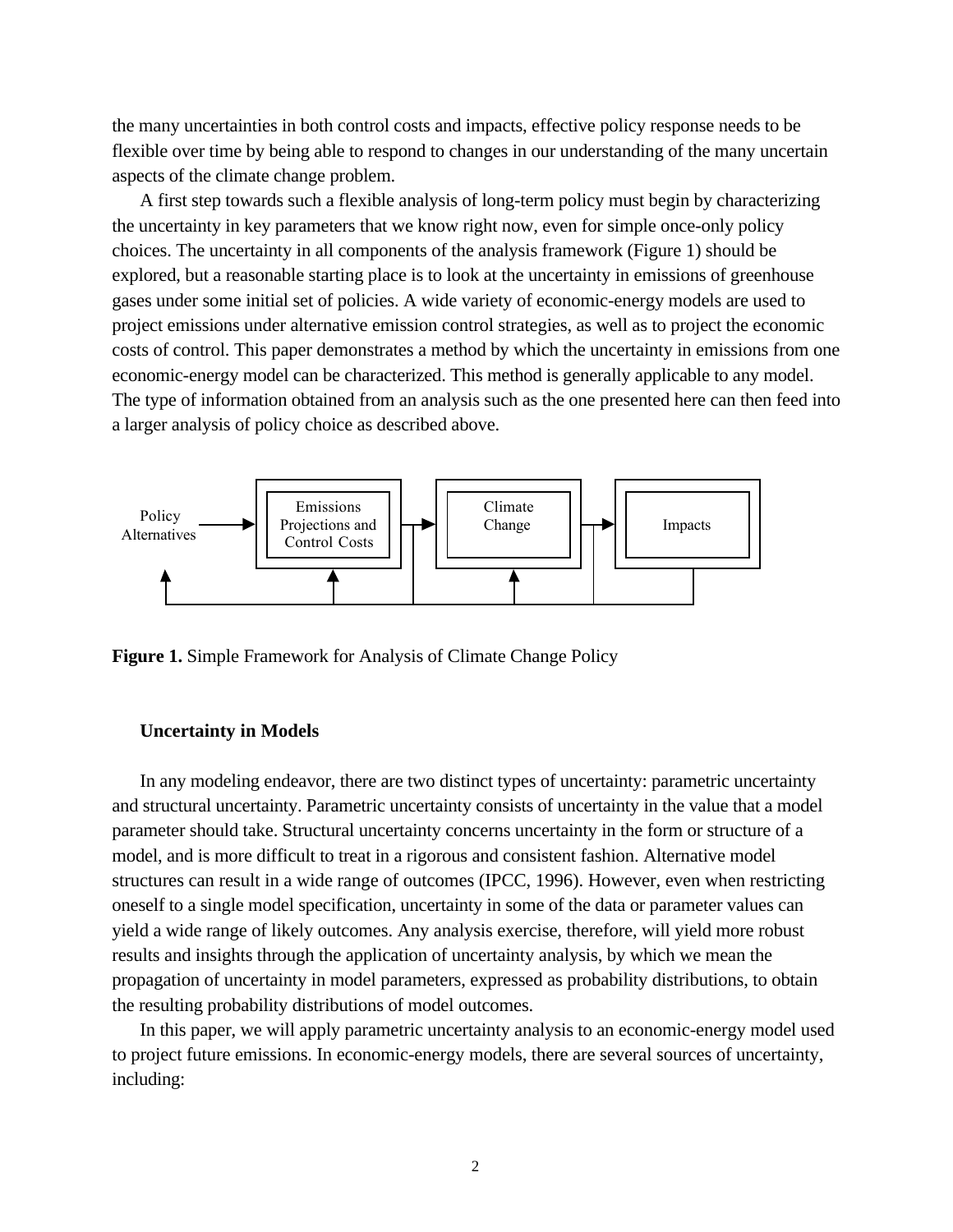the many uncertainties in both control costs and impacts, effective policy response needs to be flexible over time by being able to respond to changes in our understanding of the many uncertain aspects of the climate change problem.

A first step towards such a flexible analysis of long-term policy must begin by characterizing the uncertainty in key parameters that we know right now, even for simple once-only policy choices. The uncertainty in all components of the analysis framework (Figure 1) should be explored, but a reasonable starting place is to look at the uncertainty in emissions of greenhouse gases under some initial set of policies. A wide variety of economic-energy models are used to project emissions under alternative emission control strategies, as well as to project the economic costs of control. This paper demonstrates a method by which the uncertainty in emissions from one economic-energy model can be characterized. This method is generally applicable to any model. The type of information obtained from an analysis such as the one presented here can then feed into a larger analysis of policy choice as described above.

**Figure 1.** Simple Framework for Analysis of Climate Change Policy

### Uncertainty in Models

In any modeling endeavor, there are two distinct types of uncertainty: parametric uncertainty and structural uncertainty. Parametric uncertainty consists of uncertainty in the value that a model parameter should take. Structural uncertainty concerns uncertainty in the form or structure of a model, and is more difficult to treat in a rigorous and consistent fashion. Alternative model structures can result in a wide range of outcomes (IPCC, 1996). However, even when restricting oneself to a single model specification, uncertainty in some of the data or parameter values can yield a wide range of likely outcomes. Any analysis exercise, therefore, will yield more robust results and insights through the application of uncertainty analysis, by which we mean the propagation of uncertainty in model parameters, expressed as probability distributions, to obtain the resulting probability distributions of model outcomes.

In this paper, we will apply parametric uncertainty analysis to an economic-energy model used to project future emissions. In economic-energy models, there are several sources of uncertainty, including: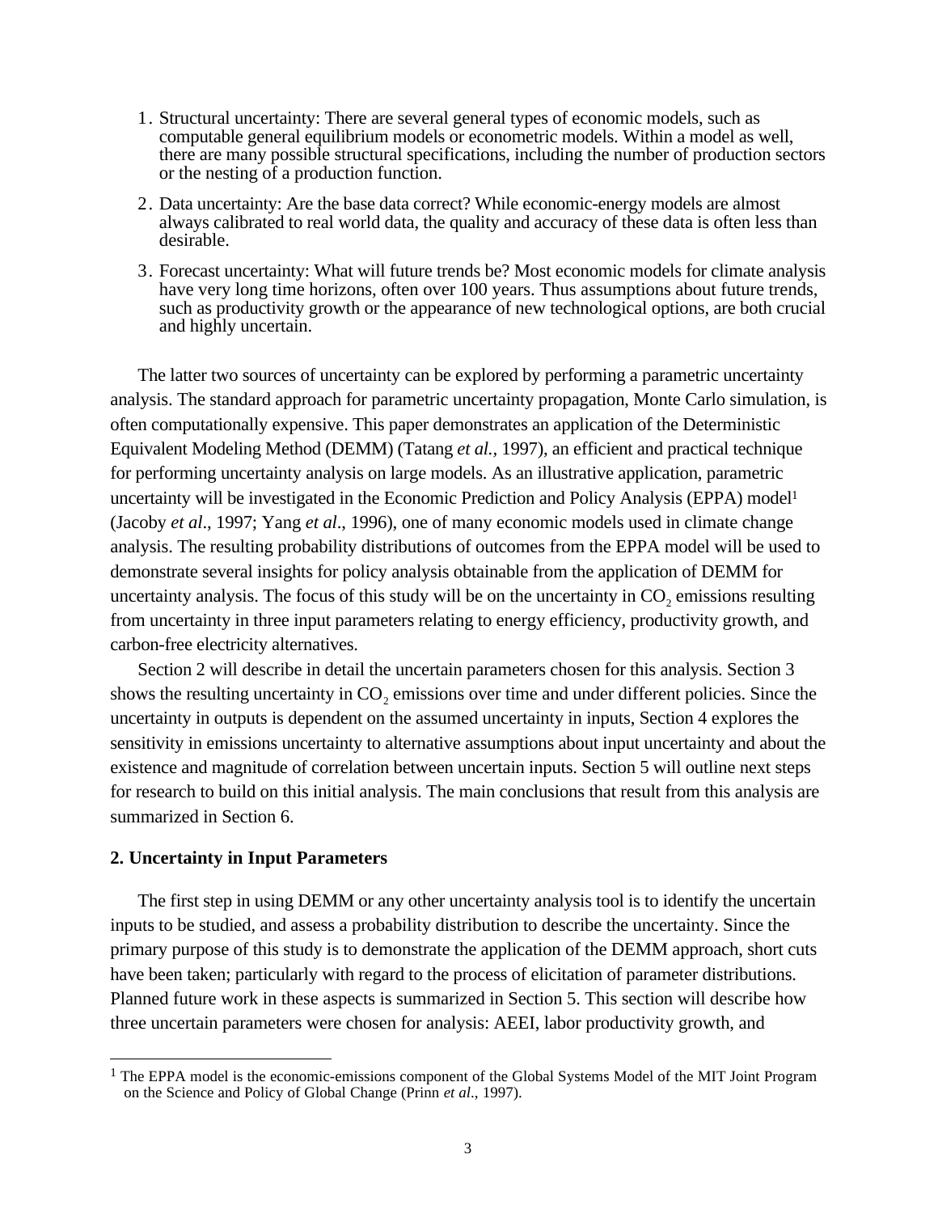1. Structural uncertainty: There are several general types of economic models, such as computable general equilibrium models or econometric models. Within a model as well, there are many possible structural specifications, including the number of production sectors or the nesting of a production function.
2. Data uncertainty: Are the base data correct? While economic-energy models are almost always calibrated to real world data, the quality and accuracy of these data is often less than desirable.
3. Forecast uncertainty: What will future trends be? Most economic models for climate analysis have very long time horizons, often over 100 years. Thus assumptions about future trends, such as productivity growth or the appearance of new technological options, are both crucial and highly uncertain.

The latter two sources of uncertainty can be explored by performing a parametric uncertainty analysis. The standard approach for parametric uncertainty propagation, Monte Carlo simulation, is often computationally expensive. This paper demonstrates an application of the Deterministic Equivalent Modeling Method (DEMM) (Tatang *et al.,* 1997), an efficient and practical technique for performing uncertainty analysis on large models. As an illustrative application, parametric uncertainty will be investigated in the Economic Prediction and Policy Analysis (EPPA) model[1] (Jacoby *et al*., 1997; Yang *et al*., 1996), one of many economic models used in climate change analysis. The resulting probability distributions of outcomes from the EPPA model will be used to demonstrate several insights for policy analysis obtainable from the application of DEMM for uncertainty analysis. The focus of this study will be on the uncertainty in $CO_2$ emissions resulting from uncertainty in three input parameters relating to energy efficiency, productivity growth, and carbon-free electricity alternatives.

Section 2 will describe in detail the uncertain parameters chosen for this analysis. Section 3 shows the resulting uncertainty in $CO_2$ emissions over time and under different policies. Since the uncertainty in outputs is dependent on the assumed uncertainty in inputs, Section 4 explores the sensitivity in emissions uncertainty to alternative assumptions about input uncertainty and about the existence and magnitude of correlation between uncertain inputs. Section 5 will outline next steps for research to build on this initial analysis. The main conclusions that result from this analysis are summarized in Section 6.

## 2. Uncertainty in Input Parameters

The first step in using DEMM or any other uncertainty analysis tool is to identify the uncertain inputs to be studied, and assess a probability distribution to describe the uncertainty. Since the primary purpose of this study is to demonstrate the application of the DEMM approach, short cuts have been taken; particularly with regard to the process of elicitation of parameter distributions. Planned future work in these aspects is summarized in Section 5. This section will describe how three uncertain parameters were chosen for analysis: AEEI, labor productivity growth, and

[1] The EPPA model is the economic-emissions component of the Global Systems Model of the MIT Joint Program on the Science and Policy of Global Change (Prinn *et al*., 1997).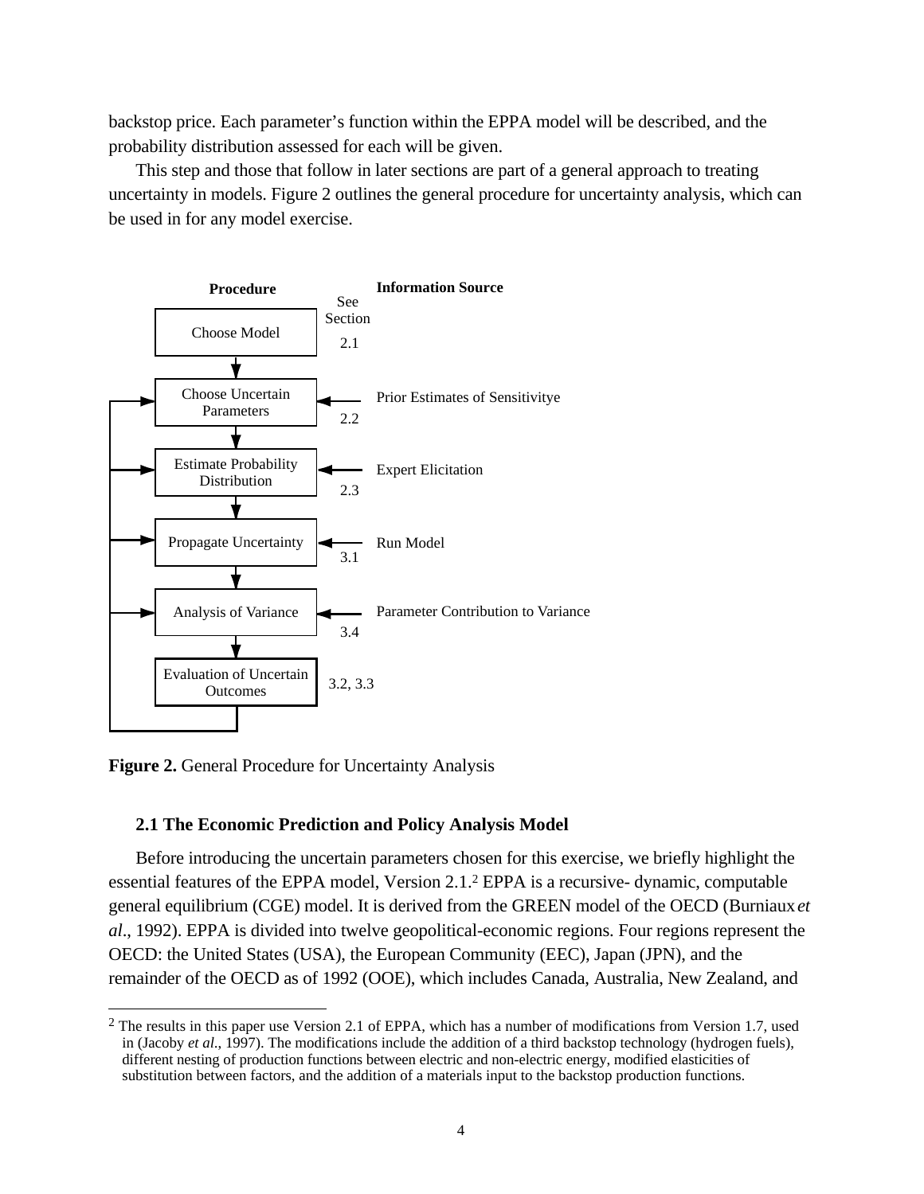backstop price. Each parameter's function within the EPPA model will be described, and the probability distribution assessed for each will be given.

This step and those that follow in later sections are part of a general approach to treating uncertainty in models. Figure 2 outlines the general procedure for uncertainty analysis, which can be used in for any model exercise.

| Procedure | See Section | Information Source |
|---|---|---|
| Choose Model | 2.1 | |
| Choose Uncertain Parameters | 2.2 | Prior Estimates of Sensitivitye |
| Estimate Probability Distribution | 2.3 | Expert Elicitation |
| Propagate Uncertainty | 3.1 | Run Model |
| Analysis of Variance | 3.4 | Parameter Contribution to Variance |
| Evaluation of Uncertain Outcomes | 3.2, 3.3 | |

**Figure 2.** General Procedure for Uncertainty Analysis

### 2.1 The Economic Prediction and Policy Analysis Model

Before introducing the uncertain parameters chosen for this exercise, we briefly highlight the essential features of the EPPA model, Version 2.1.[2] EPPA is a recursive- dynamic, computable general equilibrium (CGE) model. It is derived from the GREEN model of the OECD (Burniaux *et al*., 1992). EPPA is divided into twelve geopolitical-economic regions. Four regions represent the OECD: the United States (USA), the European Community (EEC), Japan (JPN), and the remainder of the OECD as of 1992 (OOE), which includes Canada, Australia, New Zealand, and

[2] The results in this paper use Version 2.1 of EPPA, which has a number of modifications from Version 1.7, used in (Jacoby *et al*., 1997). The modifications include the addition of a third backstop technology (hydrogen fuels), different nesting of production functions between electric and non-electric energy, modified elasticities of substitution between factors, and the addition of a materials input to the backstop production functions.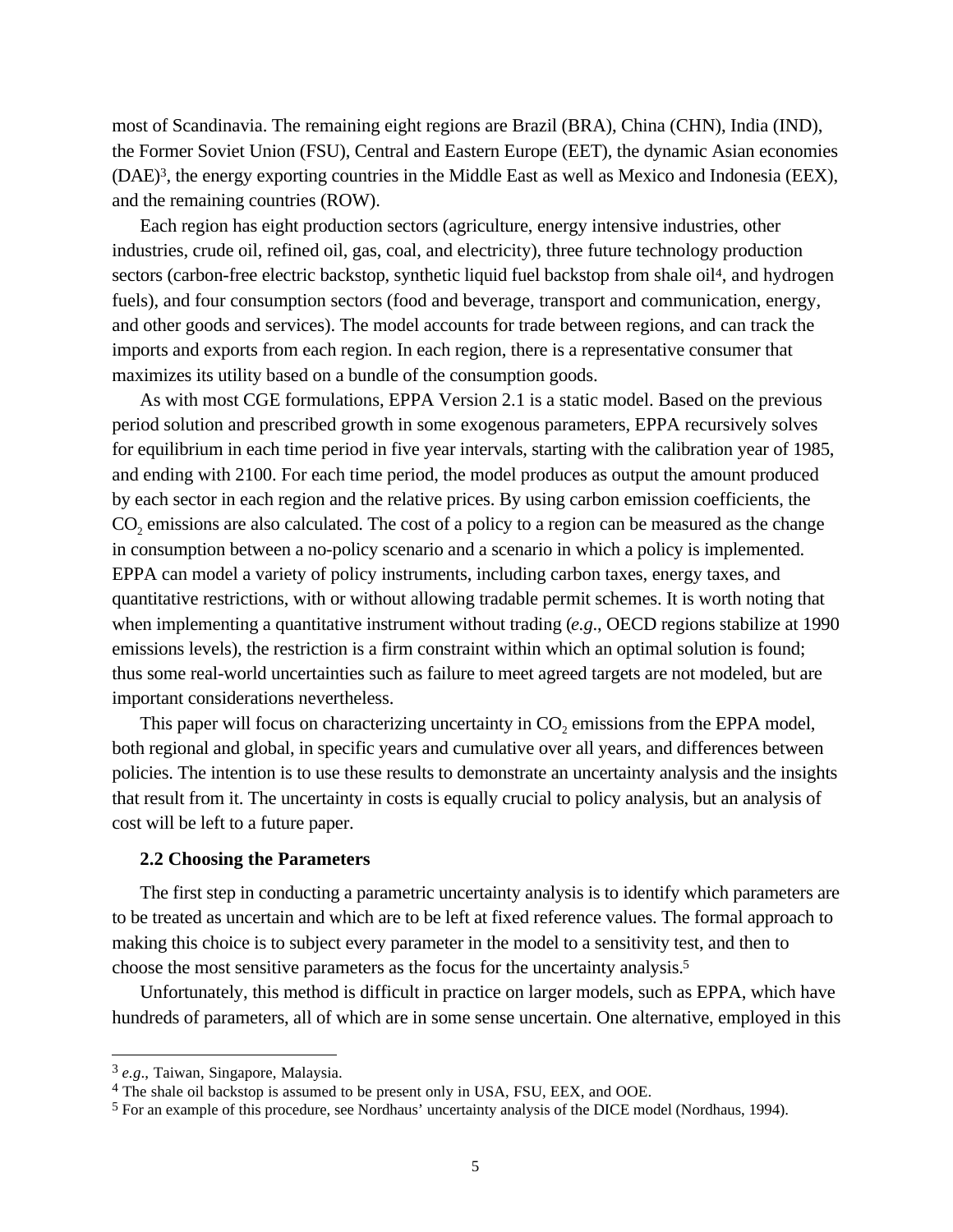most of Scandinavia. The remaining eight regions are Brazil (BRA), China (CHN), India (IND), the Former Soviet Union (FSU), Central and Eastern Europe (EET), the dynamic Asian economies (DAE)[3], the energy exporting countries in the Middle East as well as Mexico and Indonesia (EEX), and the remaining countries (ROW).

Each region has eight production sectors (agriculture, energy intensive industries, other industries, crude oil, refined oil, gas, coal, and electricity), three future technology production sectors (carbon-free electric backstop, synthetic liquid fuel backstop from shale oil[4], and hydrogen fuels), and four consumption sectors (food and beverage, transport and communication, energy, and other goods and services). The model accounts for trade between regions, and can track the imports and exports from each region. In each region, there is a representative consumer that maximizes its utility based on a bundle of the consumption goods.

As with most CGE formulations, EPPA Version 2.1 is a static model. Based on the previous period solution and prescribed growth in some exogenous parameters, EPPA recursively solves for equilibrium in each time period in five year intervals, starting with the calibration year of 1985, and ending with 2100. For each time period, the model produces as output the amount produced by each sector in each region and the relative prices. By using carbon emission coefficients, the $CO_2$ emissions are also calculated. The cost of a policy to a region can be measured as the change in consumption between a no-policy scenario and a scenario in which a policy is implemented. EPPA can model a variety of policy instruments, including carbon taxes, energy taxes, and quantitative restrictions, with or without allowing tradable permit schemes. It is worth noting that when implementing a quantitative instrument without trading (*e.g.*, OECD regions stabilize at 1990 emissions levels), the restriction is a firm constraint within which an optimal solution is found; thus some real-world uncertainties such as failure to meet agreed targets are not modeled, but are important considerations nevertheless.

This paper will focus on characterizing uncertainty in $CO_2$ emissions from the EPPA model, both regional and global, in specific years and cumulative over all years, and differences between policies. The intention is to use these results to demonstrate an uncertainty analysis and the insights that result from it. The uncertainty in costs is equally crucial to policy analysis, but an analysis of cost will be left to a future paper.

### 2.2 Choosing the Parameters

The first step in conducting a parametric uncertainty analysis is to identify which parameters are to be treated as uncertain and which are to be left at fixed reference values. The formal approach to making this choice is to subject every parameter in the model to a sensitivity test, and then to choose the most sensitive parameters as the focus for the uncertainty analysis.[5]

Unfortunately, this method is difficult in practice on larger models, such as EPPA, which have hundreds of parameters, all of which are in some sense uncertain. One alternative, employed in this

---

[3] *e.g.*, Taiwan, Singapore, Malaysia.

[4] The shale oil backstop is assumed to be present only in USA, FSU, EEX, and OOE.

[5] For an example of this procedure, see Nordhaus' uncertainty analysis of the DICE model (Nordhaus, 1994).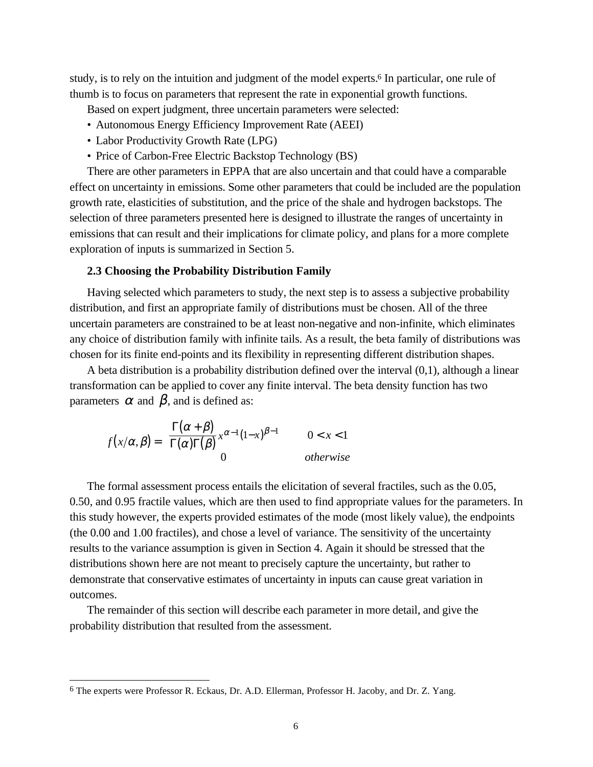study, is to rely on the intuition and judgment of the model experts.[6] In particular, one rule of thumb is to focus on parameters that represent the rate in exponential growth functions.

Based on expert judgment, three uncertain parameters were selected:

- Autonomous Energy Efficiency Improvement Rate (AEEI)
- Labor Productivity Growth Rate (LPG)
- Price of Carbon-Free Electric Backstop Technology (BS)

There are other parameters in EPPA that are also uncertain and that could have a comparable effect on uncertainty in emissions. Some other parameters that could be included are the population growth rate, elasticities of substitution, and the price of the shale and hydrogen backstops. The selection of three parameters presented here is designed to illustrate the ranges of uncertainty in emissions that can result and their implications for climate policy, and plans for a more complete exploration of inputs is summarized in Section 5.

### 2.3 Choosing the Probability Distribution Family

Having selected which parameters to study, the next step is to assess a subjective probability distribution, and first an appropriate family of distributions must be chosen. All of the three uncertain parameters are constrained to be at least non-negative and non-infinite, which eliminates any choice of distribution family with infinite tails. As a result, the beta family of distributions was chosen for its finite end-points and its flexibility in representing different distribution shapes.

A beta distribution is a probability distribution defined over the interval (0,1), although a linear transformation can be applied to cover any finite interval. The beta density function has two parameters $\alpha$ and $\beta$, and is defined as:

$$f(x/\alpha,\beta) = \begin{cases} \dfrac{\Gamma(\alpha+\beta)}{\Gamma(\alpha)\Gamma(\beta)} x^{\alpha-1}(1-x)^{\beta-1} & 0 < x < 1 \\ 0 & \textit{otherwise} \end{cases}$$

The formal assessment process entails the elicitation of several fractiles, such as the 0.05, 0.50, and 0.95 fractile values, which are then used to find appropriate values for the parameters. In this study however, the experts provided estimates of the mode (most likely value), the endpoints (the 0.00 and 1.00 fractiles), and chose a level of variance. The sensitivity of the uncertainty results to the variance assumption is given in Section 4. Again it should be stressed that the distributions shown here are not meant to precisely capture the uncertainty, but rather to demonstrate that conservative estimates of uncertainty in inputs can cause great variation in outcomes.

The remainder of this section will describe each parameter in more detail, and give the probability distribution that resulted from the assessment.

---

[6] The experts were Professor R. Eckaus, Dr. A.D. Ellerman, Professor H. Jacoby, and Dr. Z. Yang.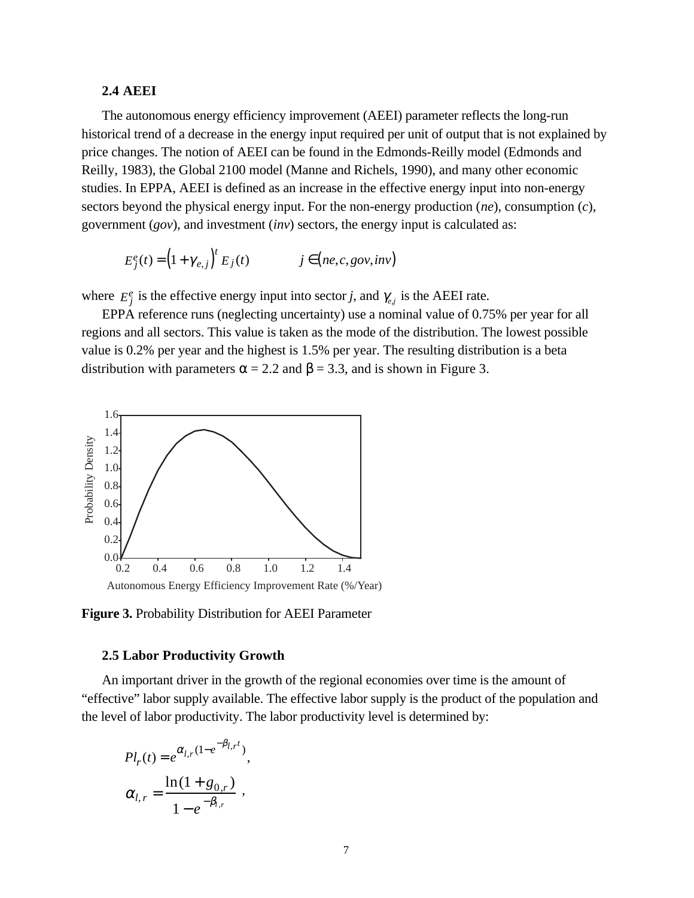### 2.4 AEEI

The autonomous energy efficiency improvement (AEEI) parameter reflects the long-run historical trend of a decrease in the energy input required per unit of output that is not explained by price changes. The notion of AEEI can be found in the Edmonds-Reilly model (Edmonds and Reilly, 1983), the Global 2100 model (Manne and Richels, 1990), and many other economic studies. In EPPA, AEEI is defined as an increase in the effective energy input into non-energy sectors beyond the physical energy input. For the non-energy production (*ne*), consumption (*c*), government (*gov*), and investment (*inv*) sectors, the energy input is calculated as:

$$E_j^e(t) = \left(1 + \gamma_{e,j}\right)^t E_j(t) \qquad j \in (ne, c, gov, inv)$$

where $E_j^e$ is the effective energy input into sector *j*, and $\gamma_{e,j}$ is the AEEI rate.

EPPA reference runs (neglecting uncertainty) use a nominal value of 0.75% per year for all regions and all sectors. This value is taken as the mode of the distribution. The lowest possible value is 0.2% per year and the highest is 1.5% per year. The resulting distribution is a beta distribution with parameters $\alpha$ = 2.2 and $\beta$ = 3.3, and is shown in Figure 3.

**Figure 3.** Probability Distribution for AEEI Parameter

### 2.5 Labor Productivity Growth

An important driver in the growth of the regional economies over time is the amount of "effective" labor supply available. The effective labor supply is the product of the population and the level of labor productivity. The labor productivity level is determined by:

$$Pl_r(t) = e^{\alpha_{l,r}(1 - e^{-\beta_{l,r} t})},$$

$$\alpha_{l,r} = \frac{\ln(1 + g_{0,r})}{1 - e^{-\beta_{l,r}}},$$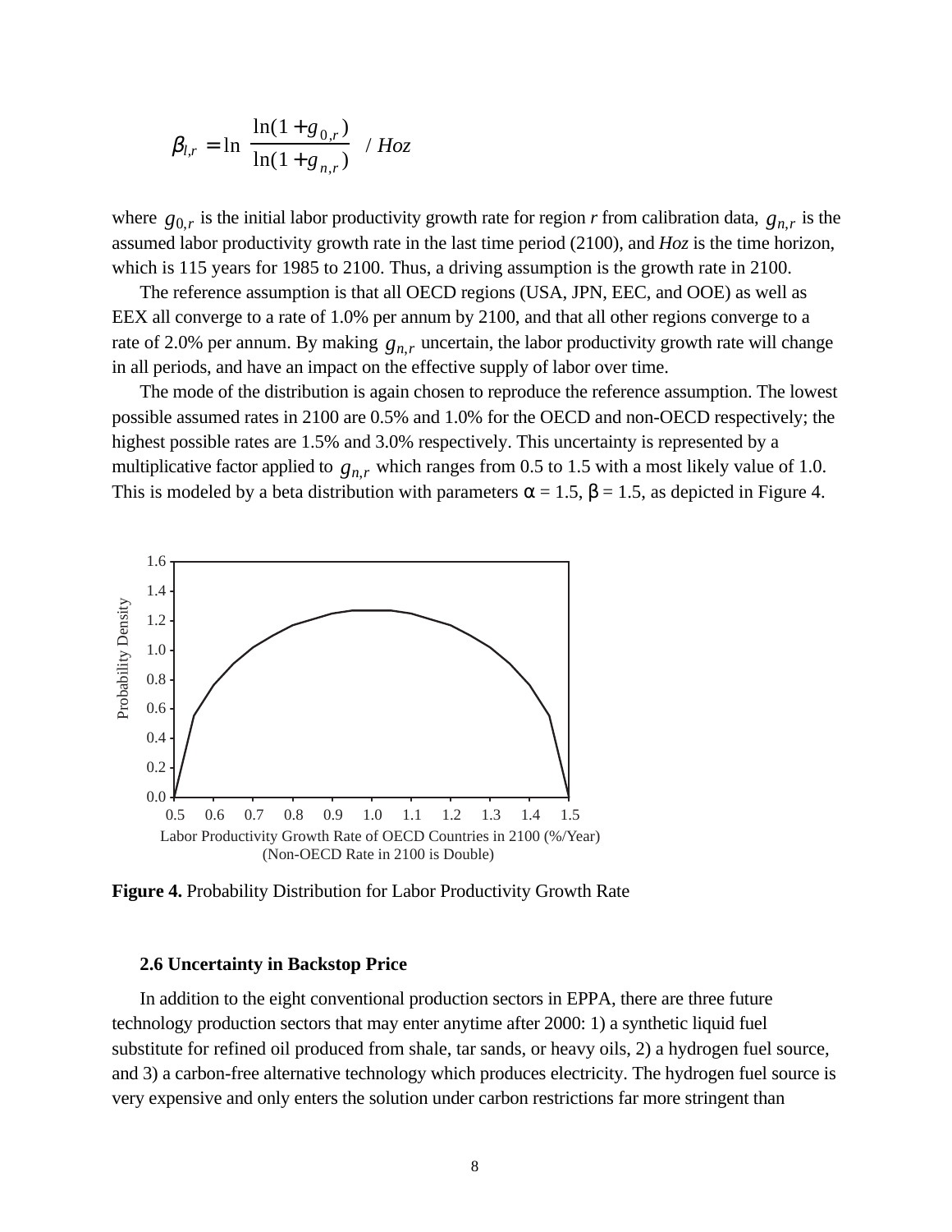$$\beta_{l,r} = \ln\left(\frac{\ln(1+g_{0,r})}{\ln(1+g_{n,r})}\right) / Hoz$$

where $g_{0,r}$ is the initial labor productivity growth rate for region *r* from calibration data, $g_{n,r}$ is the assumed labor productivity growth rate in the last time period (2100), and *Hoz* is the time horizon, which is 115 years for 1985 to 2100. Thus, a driving assumption is the growth rate in 2100.

The reference assumption is that all OECD regions (USA, JPN, EEC, and OOE) as well as EEX all converge to a rate of 1.0% per annum by 2100, and that all other regions converge to a rate of 2.0% per annum. By making $g_{n,r}$ uncertain, the labor productivity growth rate will change in all periods, and have an impact on the effective supply of labor over time.

The mode of the distribution is again chosen to reproduce the reference assumption. The lowest possible assumed rates in 2100 are 0.5% and 1.0% for the OECD and non-OECD respectively; the highest possible rates are 1.5% and 3.0% respectively. This uncertainty is represented by a multiplicative factor applied to $g_{n,r}$ which ranges from 0.5 to 1.5 with a most likely value of 1.0. This is modeled by a beta distribution with parameters $\alpha$ = 1.5, $\beta$ = 1.5, as depicted in Figure 4.

**Figure 4.** Probability Distribution for Labor Productivity Growth Rate

### 2.6 Uncertainty in Backstop Price

In addition to the eight conventional production sectors in EPPA, there are three future technology production sectors that may enter anytime after 2000: 1) a synthetic liquid fuel substitute for refined oil produced from shale, tar sands, or heavy oils, 2) a hydrogen fuel source, and 3) a carbon-free alternative technology which produces electricity. The hydrogen fuel source is very expensive and only enters the solution under carbon restrictions far more stringent than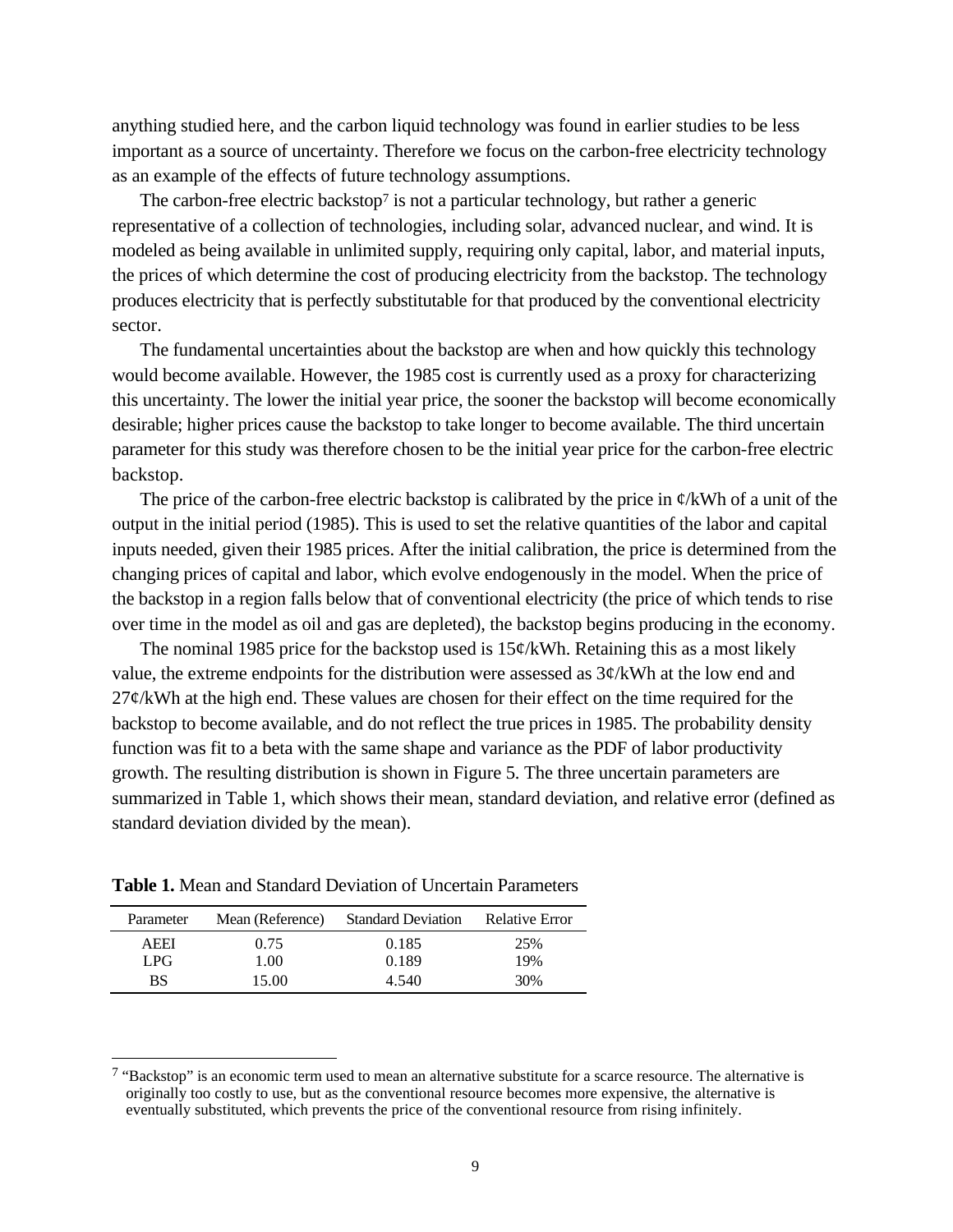anything studied here, and the carbon liquid technology was found in earlier studies to be less important as a source of uncertainty. Therefore we focus on the carbon-free electricity technology as an example of the effects of future technology assumptions.

The carbon-free electric backstop[7] is not a particular technology, but rather a generic representative of a collection of technologies, including solar, advanced nuclear, and wind. It is modeled as being available in unlimited supply, requiring only capital, labor, and material inputs, the prices of which determine the cost of producing electricity from the backstop. The technology produces electricity that is perfectly substitutable for that produced by the conventional electricity sector.

The fundamental uncertainties about the backstop are when and how quickly this technology would become available. However, the 1985 cost is currently used as a proxy for characterizing this uncertainty. The lower the initial year price, the sooner the backstop will become economically desirable; higher prices cause the backstop to take longer to become available. The third uncertain parameter for this study was therefore chosen to be the initial year price for the carbon-free electric backstop.

The price of the carbon-free electric backstop is calibrated by the price in ¢/kWh of a unit of the output in the initial period (1985). This is used to set the relative quantities of the labor and capital inputs needed, given their 1985 prices. After the initial calibration, the price is determined from the changing prices of capital and labor, which evolve endogenously in the model. When the price of the backstop in a region falls below that of conventional electricity (the price of which tends to rise over time in the model as oil and gas are depleted), the backstop begins producing in the economy.

The nominal 1985 price for the backstop used is 15¢/kWh. Retaining this as a most likely value, the extreme endpoints for the distribution were assessed as 3¢/kWh at the low end and 27¢/kWh at the high end. These values are chosen for their effect on the time required for the backstop to become available, and do not reflect the true prices in 1985. The probability density function was fit to a beta with the same shape and variance as the PDF of labor productivity growth. The resulting distribution is shown in Figure 5. The three uncertain parameters are summarized in Table 1, which shows their mean, standard deviation, and relative error (defined as standard deviation divided by the mean).

**Table 1.** Mean and Standard Deviation of Uncertain Parameters

| Parameter | Mean (Reference) | Standard Deviation | Relative Error |
|---|---|---|---|
| AEEI | 0.75 | 0.185 | 25% |
| LPG | 1.00 | 0.189 | 19% |
| BS | 15.00 | 4.540 | 30% |

[7] "Backstop" is an economic term used to mean an alternative substitute for a scarce resource. The alternative is originally too costly to use, but as the conventional resource becomes more expensive, the alternative is eventually substituted, which prevents the price of the conventional resource from rising infinitely.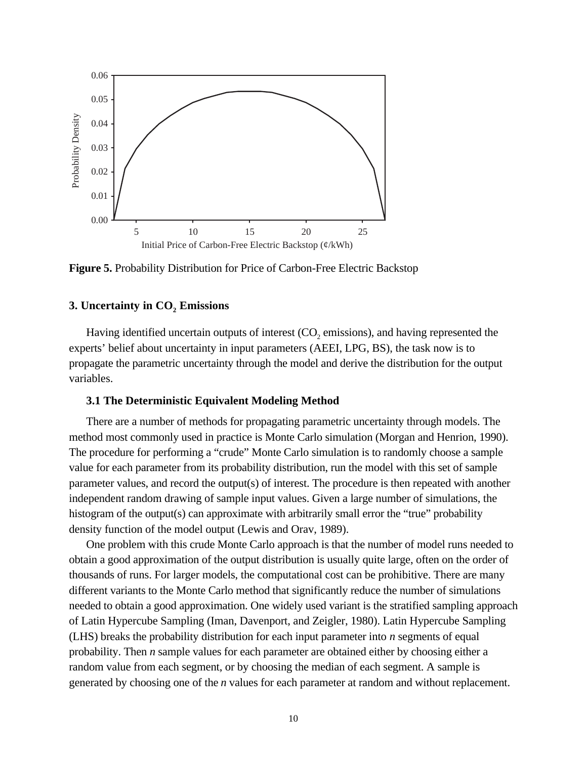**Figure 5.** Probability Distribution for Price of Carbon-Free Electric Backstop

## 3. Uncertainty in $CO_2$ Emissions

Having identified uncertain outputs of interest ($CO_2$ emissions), and having represented the experts' belief about uncertainty in input parameters (AEEI, LPG, BS), the task now is to propagate the parametric uncertainty through the model and derive the distribution for the output variables.

### 3.1 The Deterministic Equivalent Modeling Method

There are a number of methods for propagating parametric uncertainty through models. The method most commonly used in practice is Monte Carlo simulation (Morgan and Henrion, 1990). The procedure for performing a "crude" Monte Carlo simulation is to randomly choose a sample value for each parameter from its probability distribution, run the model with this set of sample parameter values, and record the output(s) of interest. The procedure is then repeated with another independent random drawing of sample input values. Given a large number of simulations, the histogram of the output(s) can approximate with arbitrarily small error the "true" probability density function of the model output (Lewis and Orav, 1989).

One problem with this crude Monte Carlo approach is that the number of model runs needed to obtain a good approximation of the output distribution is usually quite large, often on the order of thousands of runs. For larger models, the computational cost can be prohibitive. There are many different variants to the Monte Carlo method that significantly reduce the number of simulations needed to obtain a good approximation. One widely used variant is the stratified sampling approach of Latin Hypercube Sampling (Iman, Davenport, and Zeigler, 1980). Latin Hypercube Sampling (LHS) breaks the probability distribution for each input parameter into *n* segments of equal probability. Then *n* sample values for each parameter are obtained either by choosing either a random value from each segment, or by choosing the median of each segment. A sample is generated by choosing one of the *n* values for each parameter at random and without replacement.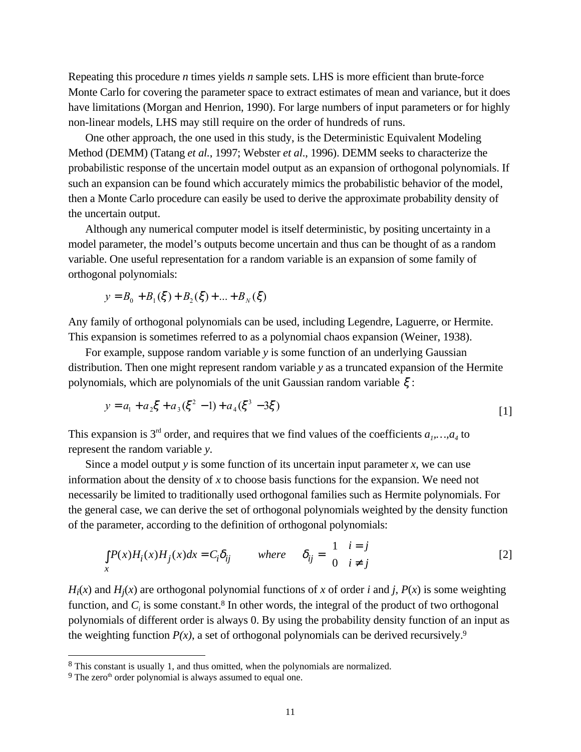Repeating this procedure *n* times yields *n* sample sets. LHS is more efficient than brute-force Monte Carlo for covering the parameter space to extract estimates of mean and variance, but it does have limitations (Morgan and Henrion, 1990). For large numbers of input parameters or for highly non-linear models, LHS may still require on the order of hundreds of runs.

One other approach, the one used in this study, is the Deterministic Equivalent Modeling Method (DEMM) (Tatang *et al.*, 1997; Webster *et al.*, 1996). DEMM seeks to characterize the probabilistic response of the uncertain model output as an expansion of orthogonal polynomials. If such an expansion can be found which accurately mimics the probabilistic behavior of the model, then a Monte Carlo procedure can easily be used to derive the approximate probability density of the uncertain output.

Although any numerical computer model is itself deterministic, by positing uncertainty in a model parameter, the model's outputs become uncertain and thus can be thought of as a random variable. One useful representation for a random variable is an expansion of some family of orthogonal polynomials:

$$y = B_0 + B_1(\xi) + B_2(\xi) + ... + B_N(\xi)$$

Any family of orthogonal polynomials can be used, including Legendre, Laguerre, or Hermite. This expansion is sometimes referred to as a polynomial chaos expansion (Weiner, 1938).

For example, suppose random variable *y* is some function of an underlying Gaussian distribution. Then one might represent random variable *y* as a truncated expansion of the Hermite polynomials, which are polynomials of the unit Gaussian random variable $\xi$:

$$y = a_1 + a_2\xi + a_3(\xi^2 - 1) + a_4(\xi^3 - 3\xi) \qquad [1]$$

This expansion is 3rd order, and requires that we find values of the coefficients $a_1,\ldots,a_4$ to represent the random variable *y*.

Since a model output *y* is some function of its uncertain input parameter *x*, we can use information about the density of *x* to choose basis functions for the expansion. We need not necessarily be limited to traditionally used orthogonal families such as Hermite polynomials. For the general case, we can derive the set of orthogonal polynomials weighted by the density function of the parameter, according to the definition of orthogonal polynomials:

$$\int_x P(x)H_i(x)H_j(x)dx = C_i\delta_{ij} \qquad where \qquad \delta_{ij} = \begin{cases} 1 & i = j \\ 0 & i \neq j \end{cases} \qquad [2]$$

$H_i(x)$ and $H_j(x)$ are orthogonal polynomial functions of *x* of order *i* and *j*, $P(x)$ is some weighting function, and $C_i$ is some constant.[8] In other words, the integral of the product of two orthogonal polynomials of different order is always 0. By using the probability density function of an input as the weighting function $P(x)$, a set of orthogonal polynomials can be derived recursively.[9]

---

[8] This constant is usually 1, and thus omitted, when the polynomials are normalized.

[9] The zeroth order polynomial is always assumed to equal one.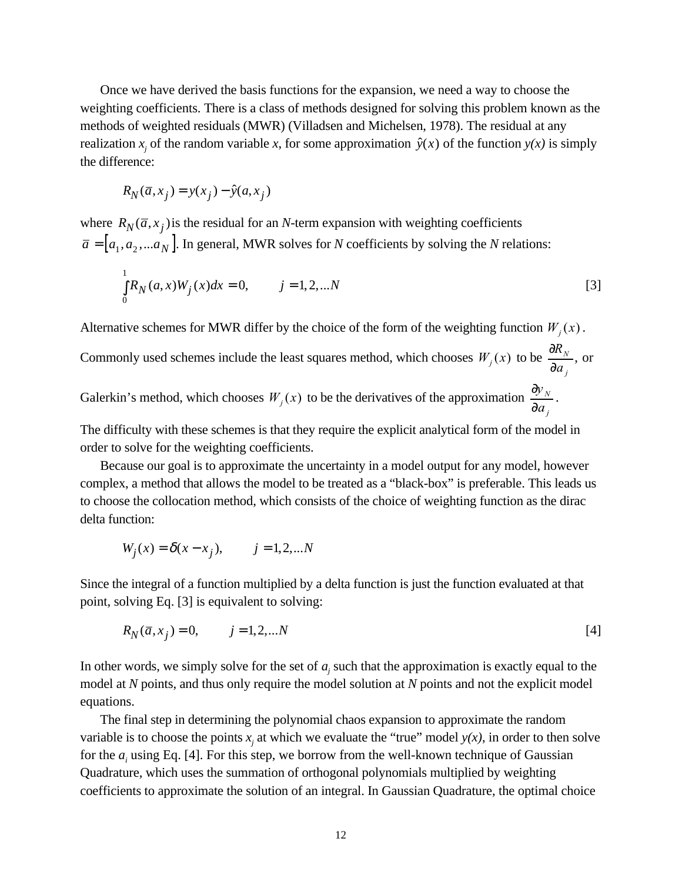Once we have derived the basis functions for the expansion, we need a way to choose the weighting coefficients. There is a class of methods designed for solving this problem known as the methods of weighted residuals (MWR) (Villadsen and Michelsen, 1978). The residual at any realization $x_j$ of the random variable $x$, for some approximation $\hat{y}(x)$ of the function $y(x)$ is simply the difference:

$$R_N(\bar{a}, x_j) = y(x_j) - \hat{y}(a, x_j)$$

where $R_N(\bar{a}, x_j)$ is the residual for an $N$-term expansion with weighting coefficients $\bar{a} = [a_1, a_2, ... a_N]$. In general, MWR solves for $N$ coefficients by solving the $N$ relations:

$$\int_0^1 R_N(a, x) W_j(x) dx = 0, \qquad j = 1, 2, ... N \qquad [3]$$

Alternative schemes for MWR differ by the choice of the form of the weighting function $W_j(x)$. Commonly used schemes include the least squares method, which chooses $W_j(x)$ to be $\frac{\partial R_N}{\partial a_j}$, or Galerkin's method, which chooses $W_j(x)$ to be the derivatives of the approximation $\frac{\partial y_N}{\partial a_j}$.

The difficulty with these schemes is that they require the explicit analytical form of the model in order to solve for the weighting coefficients.

Because our goal is to approximate the uncertainty in a model output for any model, however complex, a method that allows the model to be treated as a "black-box" is preferable. This leads us to choose the collocation method, which consists of the choice of weighting function as the dirac delta function:

$$W_j(x) = \delta(x - x_j), \qquad j = 1, 2, ... N$$

Since the integral of a function multiplied by a delta function is just the function evaluated at that point, solving Eq. [3] is equivalent to solving:

$$R_N(\bar{a}, x_j) = 0, \qquad j = 1, 2, ... N \qquad [4]$$

In other words, we simply solve for the set of $a_j$ such that the approximation is exactly equal to the model at $N$ points, and thus only require the model solution at $N$ points and not the explicit model equations.

The final step in determining the polynomial chaos expansion to approximate the random variable is to choose the points $x_j$ at which we evaluate the "true" model $y(x)$, in order to then solve for the $a_i$ using Eq. [4]. For this step, we borrow from the well-known technique of Gaussian Quadrature, which uses the summation of orthogonal polynomials multiplied by weighting coefficients to approximate the solution of an integral. In Gaussian Quadrature, the optimal choice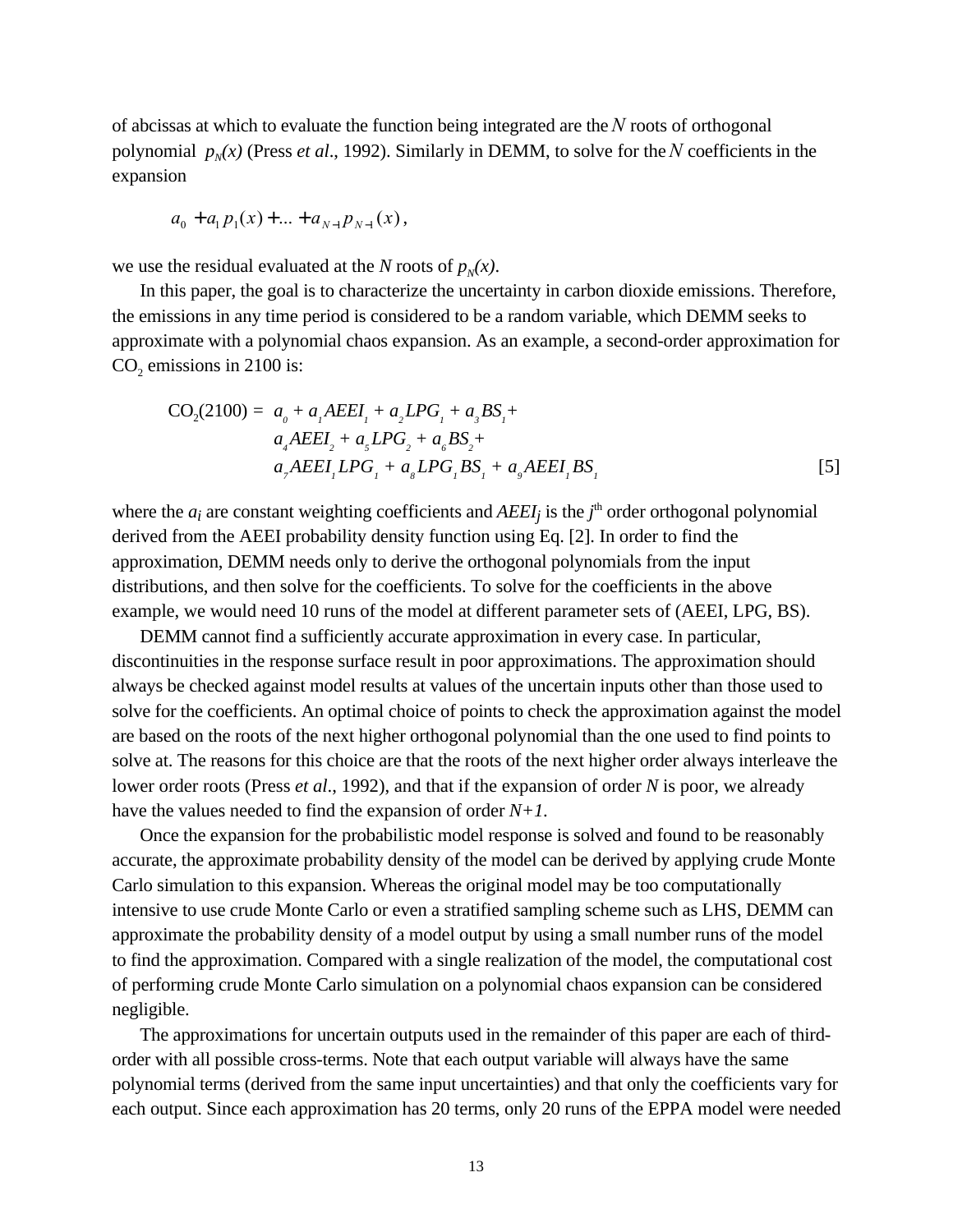of abcissas at which to evaluate the function being integrated are the $N$ roots of orthogonal polynomial $p_N(x)$ (Press *et al*., 1992). Similarly in DEMM, to solve for the $N$ coefficients in the expansion

$$a_0 + a_1 p_1(x) + \ldots + a_{N-1} p_{N-1}(x),$$

we use the residual evaluated at the $N$ roots of $p_N(x)$.

In this paper, the goal is to characterize the uncertainty in carbon dioxide emissions. Therefore, the emissions in any time period is considered to be a random variable, which DEMM seeks to approximate with a polynomial chaos expansion. As an example, a second-order approximation for $CO_2$ emissions in 2100 is:

$$\begin{aligned} CO_2(2100) = \; & a_0 + a_1 AEEI_1 + a_2 LPG_1 + a_3 BS_1 + \\ & a_4 AEEI_2 + a_5 LPG_2 + a_6 BS_2 + \\ & a_7 AEEI_1 LPG_1 + a_8 LPG_1 BS_1 + a_9 AEEI_1 BS_1 \end{aligned} \qquad [5]$$

where the $a_i$ are constant weighting coefficients and $AEEI_j$ is the $j^{th}$ order orthogonal polynomial derived from the AEEI probability density function using Eq. [2]. In order to find the approximation, DEMM needs only to derive the orthogonal polynomials from the input distributions, and then solve for the coefficients. To solve for the coefficients in the above example, we would need 10 runs of the model at different parameter sets of (AEEI, LPG, BS).

DEMM cannot find a sufficiently accurate approximation in every case. In particular, discontinuities in the response surface result in poor approximations. The approximation should always be checked against model results at values of the uncertain inputs other than those used to solve for the coefficients. An optimal choice of points to check the approximation against the model are based on the roots of the next higher orthogonal polynomial than the one used to find points to solve at. The reasons for this choice are that the roots of the next higher order always interleave the lower order roots (Press *et al*., 1992), and that if the expansion of order $N$ is poor, we already have the values needed to find the expansion of order $N+1$.

Once the expansion for the probabilistic model response is solved and found to be reasonably accurate, the approximate probability density of the model can be derived by applying crude Monte Carlo simulation to this expansion. Whereas the original model may be too computationally intensive to use crude Monte Carlo or even a stratified sampling scheme such as LHS, DEMM can approximate the probability density of a model output by using a small number runs of the model to find the approximation. Compared with a single realization of the model, the computational cost of performing crude Monte Carlo simulation on a polynomial chaos expansion can be considered negligible.

The approximations for uncertain outputs used in the remainder of this paper are each of third-order with all possible cross-terms. Note that each output variable will always have the same polynomial terms (derived from the same input uncertainties) and that only the coefficients vary for each output. Since each approximation has 20 terms, only 20 runs of the EPPA model were needed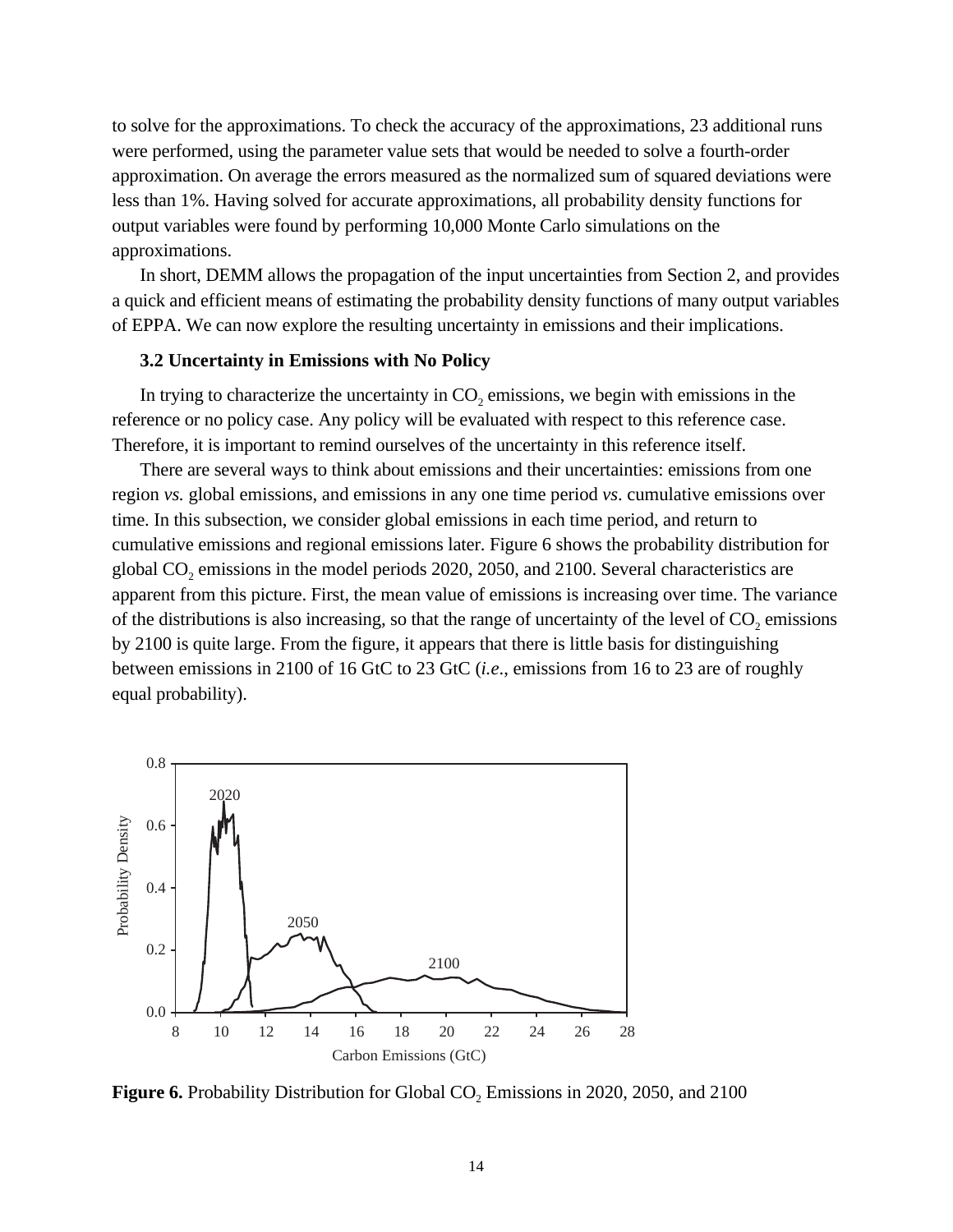to solve for the approximations. To check the accuracy of the approximations, 23 additional runs were performed, using the parameter value sets that would be needed to solve a fourth-order approximation. On average the errors measured as the normalized sum of squared deviations were less than 1%. Having solved for accurate approximations, all probability density functions for output variables were found by performing 10,000 Monte Carlo simulations on the approximations.

In short, DEMM allows the propagation of the input uncertainties from Section 2, and provides a quick and efficient means of estimating the probability density functions of many output variables of EPPA. We can now explore the resulting uncertainty in emissions and their implications.

### 3.2 Uncertainty in Emissions with No Policy

In trying to characterize the uncertainty in $CO_2$ emissions, we begin with emissions in the reference or no policy case. Any policy will be evaluated with respect to this reference case. Therefore, it is important to remind ourselves of the uncertainty in this reference itself.

There are several ways to think about emissions and their uncertainties: emissions from one region *vs.* global emissions, and emissions in any one time period *vs*. cumulative emissions over time. In this subsection, we consider global emissions in each time period, and return to cumulative emissions and regional emissions later. Figure 6 shows the probability distribution for global $CO_2$ emissions in the model periods 2020, 2050, and 2100. Several characteristics are apparent from this picture. First, the mean value of emissions is increasing over time. The variance of the distributions is also increasing, so that the range of uncertainty of the level of $CO_2$ emissions by 2100 is quite large. From the figure, it appears that there is little basis for distinguishing between emissions in 2100 of 16 GtC to 23 GtC (*i.e*., emissions from 16 to 23 are of roughly equal probability).

**Figure 6.** Probability Distribution for Global $CO_2$ Emissions in 2020, 2050, and 2100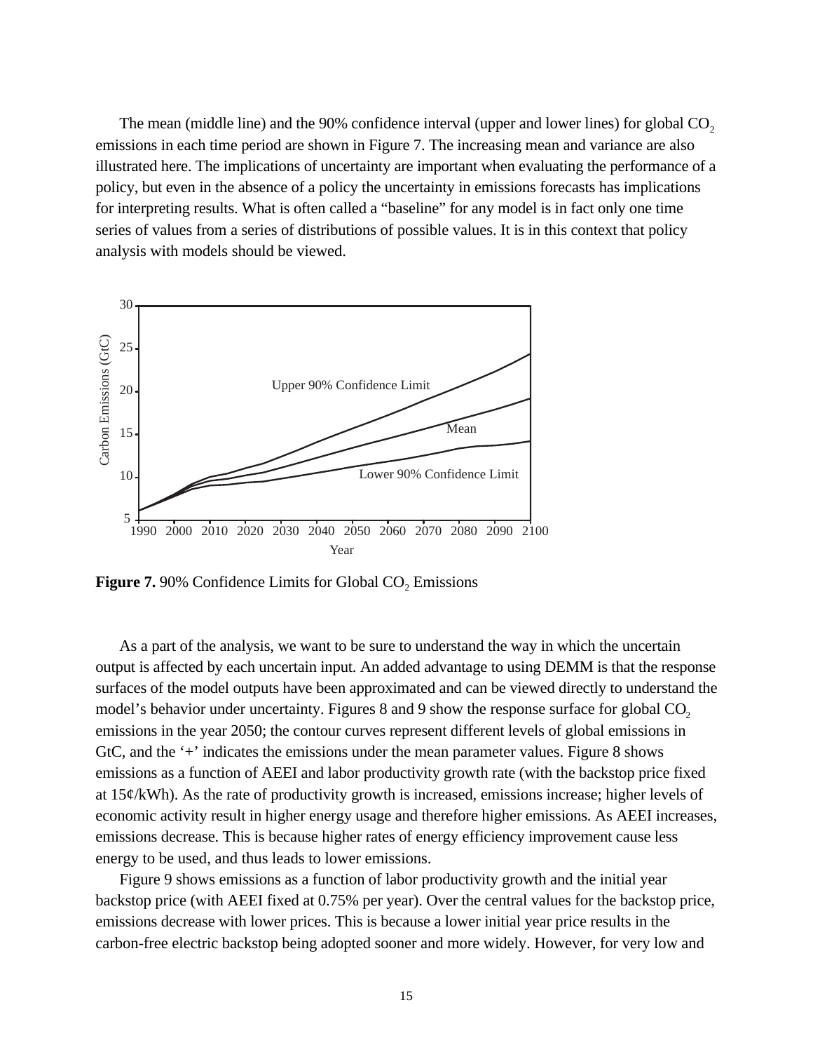The mean (middle line) and the 90% confidence interval (upper and lower lines) for global $CO_2$ emissions in each time period are shown in Figure 7. The increasing mean and variance are also illustrated here. The implications of uncertainty are important when evaluating the performance of a policy, but even in the absence of a policy the uncertainty in emissions forecasts has implications for interpreting results. What is often called a "baseline" for any model is in fact only one time series of values from a series of distributions of possible values. It is in this context that policy analysis with models should be viewed.

**Figure 7.** 90% Confidence Limits for Global $CO_2$ Emissions

As a part of the analysis, we want to be sure to understand the way in which the uncertain output is affected by each uncertain input. An added advantage to using DEMM is that the response surfaces of the model outputs have been approximated and can be viewed directly to understand the model's behavior under uncertainty. Figures 8 and 9 show the response surface for global $CO_2$ emissions in the year 2050; the contour curves represent different levels of global emissions in GtC, and the '+' indicates the emissions under the mean parameter values. Figure 8 shows emissions as a function of AEEI and labor productivity growth rate (with the backstop price fixed at 15¢/kWh). As the rate of productivity growth is increased, emissions increase; higher levels of economic activity result in higher energy usage and therefore higher emissions. As AEEI increases, emissions decrease. This is because higher rates of energy efficiency improvement cause less energy to be used, and thus leads to lower emissions.

Figure 9 shows emissions as a function of labor productivity growth and the initial year backstop price (with AEEI fixed at 0.75% per year). Over the central values for the backstop price, emissions decrease with lower prices. This is because a lower initial year price results in the carbon-free electric backstop being adopted sooner and more widely. However, for very low and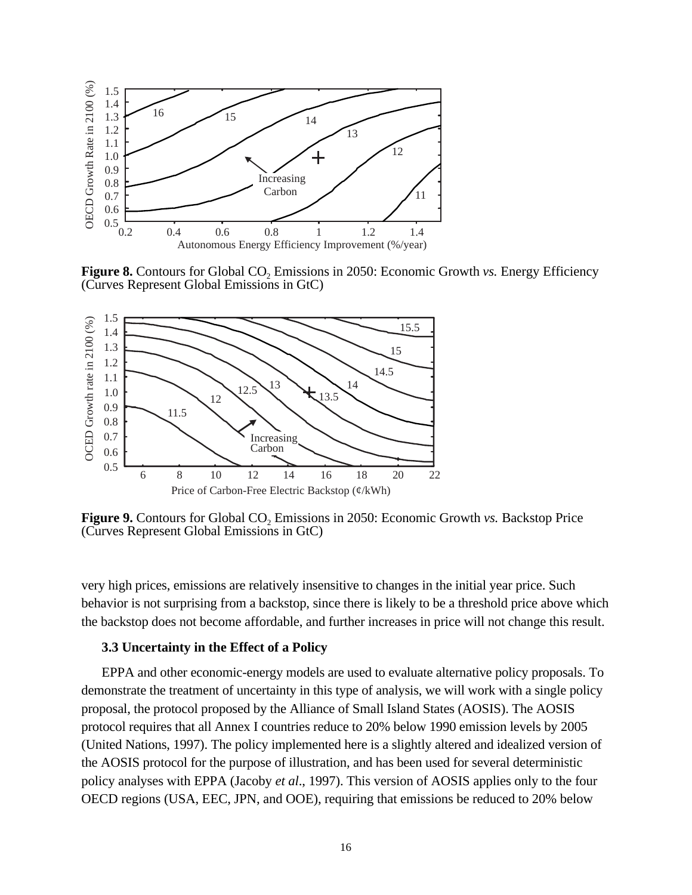**Figure 8.** Contours for Global $CO_2$ Emissions in 2050: Economic Growth *vs.* Energy Efficiency (Curves Represent Global Emissions in GtC)

**Figure 9.** Contours for Global $CO_2$ Emissions in 2050: Economic Growth *vs.* Backstop Price (Curves Represent Global Emissions in GtC)

very high prices, emissions are relatively insensitive to changes in the initial year price. Such behavior is not surprising from a backstop, since there is likely to be a threshold price above which the backstop does not become affordable, and further increases in price will not change this result.

### 3.3 Uncertainty in the Effect of a Policy

EPPA and other economic-energy models are used to evaluate alternative policy proposals. To demonstrate the treatment of uncertainty in this type of analysis, we will work with a single policy proposal, the protocol proposed by the Alliance of Small Island States (AOSIS). The AOSIS protocol requires that all Annex I countries reduce to 20% below 1990 emission levels by 2005 (United Nations, 1997). The policy implemented here is a slightly altered and idealized version of the AOSIS protocol for the purpose of illustration, and has been used for several deterministic policy analyses with EPPA (Jacoby *et al*., 1997). This version of AOSIS applies only to the four OECD regions (USA, EEC, JPN, and OOE), requiring that emissions be reduced to 20% below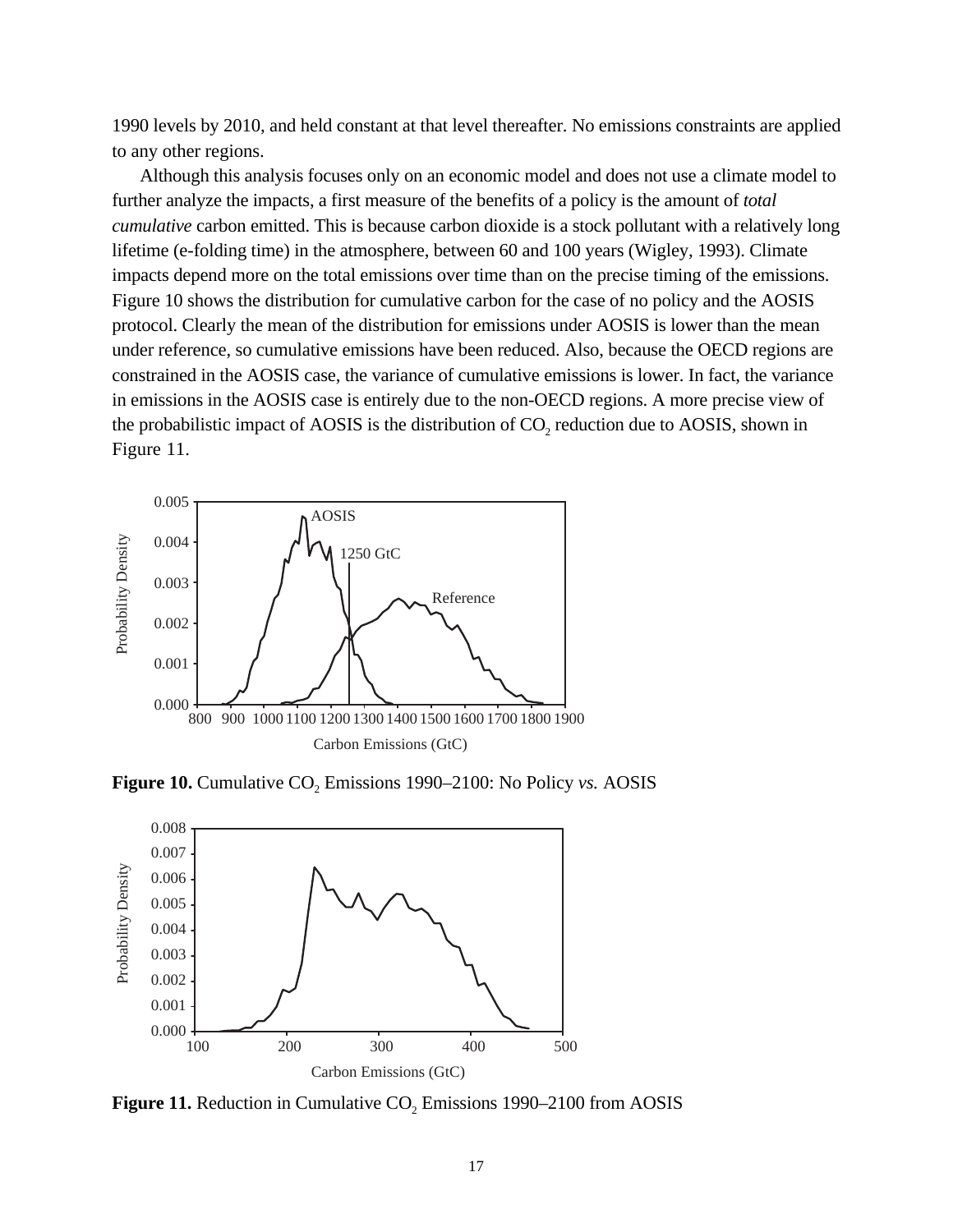1990 levels by 2010, and held constant at that level thereafter. No emissions constraints are applied to any other regions.

Although this analysis focuses only on an economic model and does not use a climate model to further analyze the impacts, a first measure of the benefits of a policy is the amount of *total cumulative* carbon emitted. This is because carbon dioxide is a stock pollutant with a relatively long lifetime (e-folding time) in the atmosphere, between 60 and 100 years (Wigley, 1993). Climate impacts depend more on the total emissions over time than on the precise timing of the emissions. Figure 10 shows the distribution for cumulative carbon for the case of no policy and the AOSIS protocol. Clearly the mean of the distribution for emissions under AOSIS is lower than the mean under reference, so cumulative emissions have been reduced. Also, because the OECD regions are constrained in the AOSIS case, the variance of cumulative emissions is lower. In fact, the variance in emissions in the AOSIS case is entirely due to the non-OECD regions. A more precise view of the probabilistic impact of AOSIS is the distribution of $CO_2$ reduction due to AOSIS, shown in Figure 11.

**Figure 10.** Cumulative $CO_2$ Emissions 1990–2100: No Policy *vs.* AOSIS

**Figure 11.** Reduction in Cumulative $CO_2$ Emissions 1990–2100 from AOSIS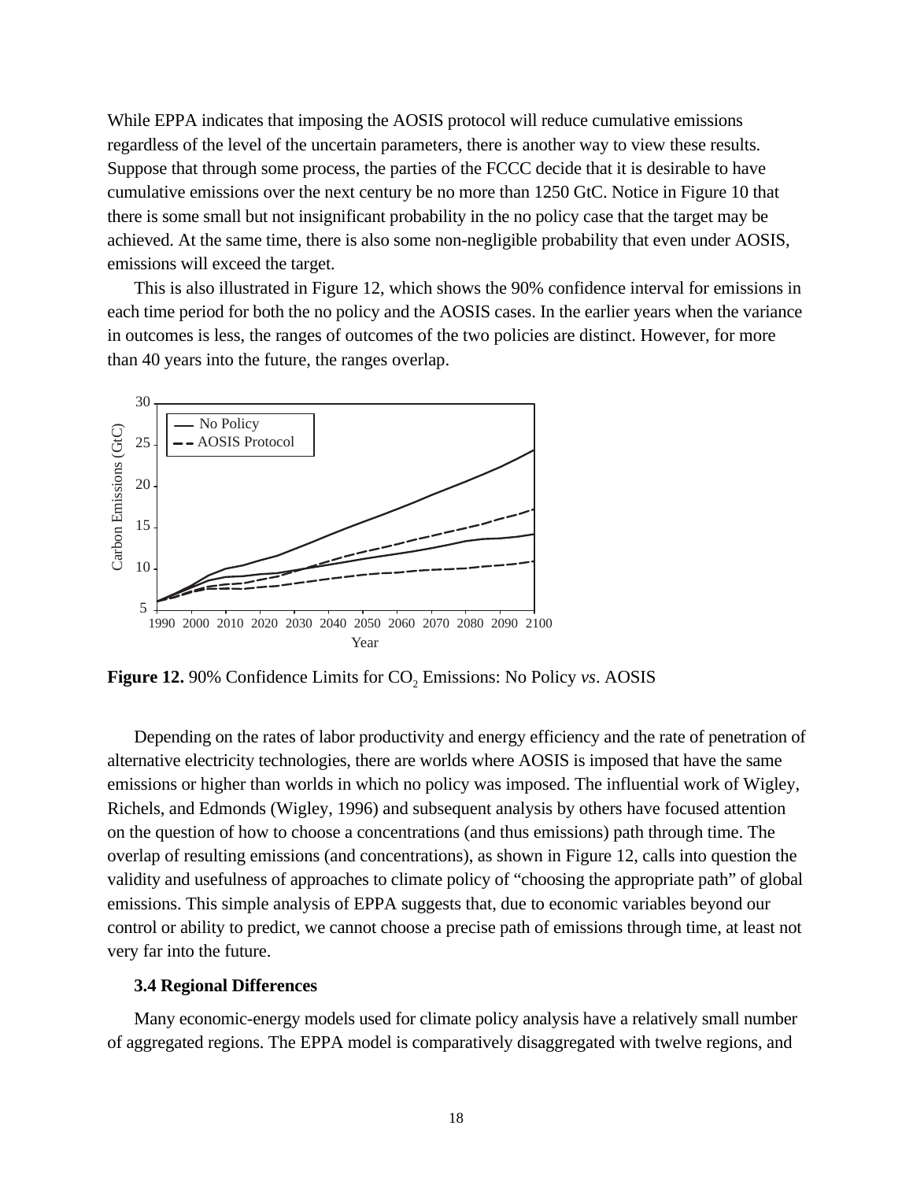While EPPA indicates that imposing the AOSIS protocol will reduce cumulative emissions regardless of the level of the uncertain parameters, there is another way to view these results. Suppose that through some process, the parties of the FCCC decide that it is desirable to have cumulative emissions over the next century be no more than 1250 GtC. Notice in Figure 10 that there is some small but not insignificant probability in the no policy case that the target may be achieved. At the same time, there is also some non-negligible probability that even under AOSIS, emissions will exceed the target.

This is also illustrated in Figure 12, which shows the 90% confidence interval for emissions in each time period for both the no policy and the AOSIS cases. In the earlier years when the variance in outcomes is less, the ranges of outcomes of the two policies are distinct. However, for more than 40 years into the future, the ranges overlap.

**Figure 12.** 90% Confidence Limits for $CO_2$ Emissions: No Policy *vs*. AOSIS

Depending on the rates of labor productivity and energy efficiency and the rate of penetration of alternative electricity technologies, there are worlds where AOSIS is imposed that have the same emissions or higher than worlds in which no policy was imposed. The influential work of Wigley, Richels, and Edmonds (Wigley, 1996) and subsequent analysis by others have focused attention on the question of how to choose a concentrations (and thus emissions) path through time. The overlap of resulting emissions (and concentrations), as shown in Figure 12, calls into question the validity and usefulness of approaches to climate policy of "choosing the appropriate path" of global emissions. This simple analysis of EPPA suggests that, due to economic variables beyond our control or ability to predict, we cannot choose a precise path of emissions through time, at least not very far into the future.

### 3.4 Regional Differences

Many economic-energy models used for climate policy analysis have a relatively small number of aggregated regions. The EPPA model is comparatively disaggregated with twelve regions, and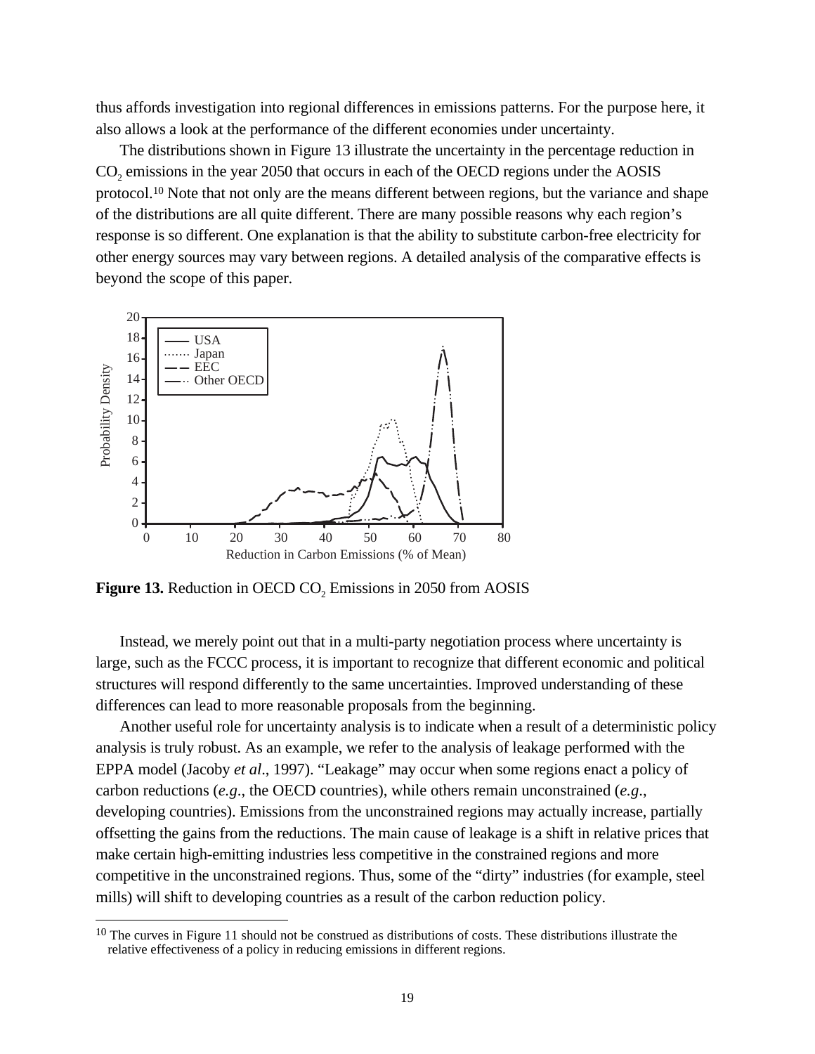thus affords investigation into regional differences in emissions patterns. For the purpose here, it also allows a look at the performance of the different economies under uncertainty.

The distributions shown in Figure 13 illustrate the uncertainty in the percentage reduction in $CO_2$ emissions in the year 2050 that occurs in each of the OECD regions under the AOSIS protocol.[10] Note that not only are the means different between regions, but the variance and shape of the distributions are all quite different. There are many possible reasons why each region's response is so different. One explanation is that the ability to substitute carbon-free electricity for other energy sources may vary between regions. A detailed analysis of the comparative effects is beyond the scope of this paper.

**Figure 13.** Reduction in OECD $CO_2$ Emissions in 2050 from AOSIS

Instead, we merely point out that in a multi-party negotiation process where uncertainty is large, such as the FCCC process, it is important to recognize that different economic and political structures will respond differently to the same uncertainties. Improved understanding of these differences can lead to more reasonable proposals from the beginning.

Another useful role for uncertainty analysis is to indicate when a result of a deterministic policy analysis is truly robust. As an example, we refer to the analysis of leakage performed with the EPPA model (Jacoby *et al*., 1997). "Leakage" may occur when some regions enact a policy of carbon reductions (*e.g*., the OECD countries), while others remain unconstrained (*e.g*., developing countries). Emissions from the unconstrained regions may actually increase, partially offsetting the gains from the reductions. The main cause of leakage is a shift in relative prices that make certain high-emitting industries less competitive in the constrained regions and more competitive in the unconstrained regions. Thus, some of the "dirty" industries (for example, steel mills) will shift to developing countries as a result of the carbon reduction policy.

---

[10] The curves in Figure 11 should not be construed as distributions of costs. These distributions illustrate the relative effectiveness of a policy in reducing emissions in different regions.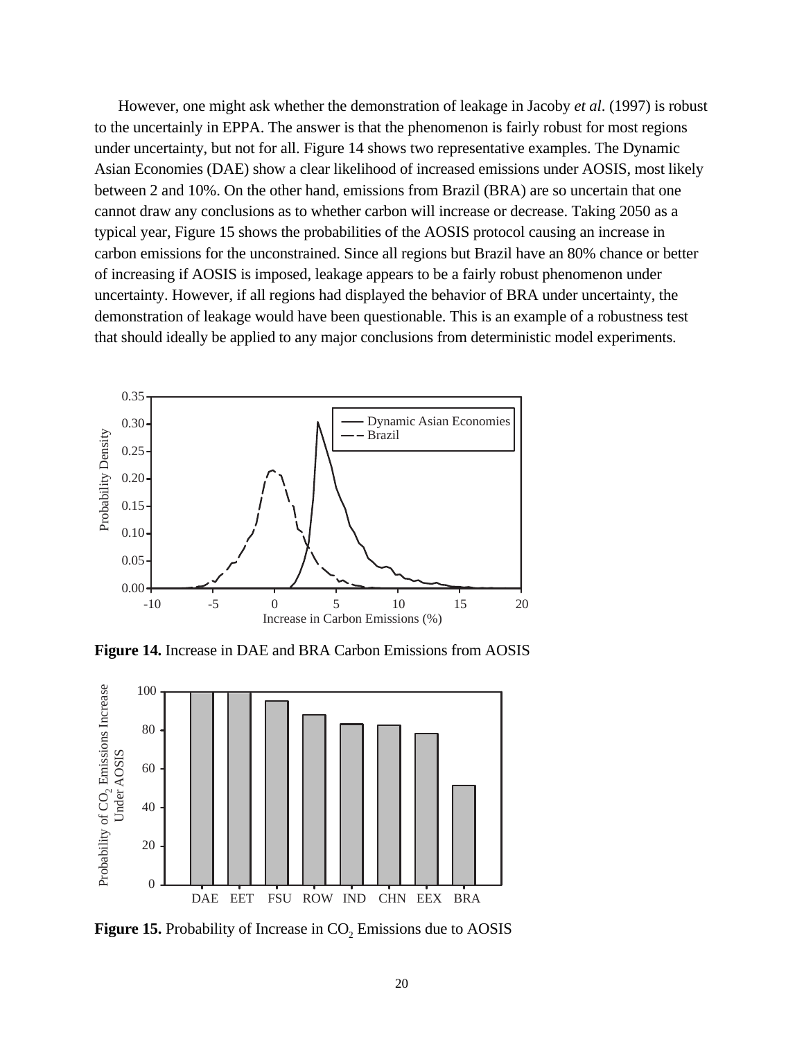However, one might ask whether the demonstration of leakage in Jacoby *et al*. (1997) is robust to the uncertainly in EPPA. The answer is that the phenomenon is fairly robust for most regions under uncertainty, but not for all. Figure 14 shows two representative examples. The Dynamic Asian Economies (DAE) show a clear likelihood of increased emissions under AOSIS, most likely between 2 and 10%. On the other hand, emissions from Brazil (BRA) are so uncertain that one cannot draw any conclusions as to whether carbon will increase or decrease. Taking 2050 as a typical year, Figure 15 shows the probabilities of the AOSIS protocol causing an increase in carbon emissions for the unconstrained. Since all regions but Brazil have an 80% chance or better of increasing if AOSIS is imposed, leakage appears to be a fairly robust phenomenon under uncertainty. However, if all regions had displayed the behavior of BRA under uncertainty, the demonstration of leakage would have been questionable. This is an example of a robustness test that should ideally be applied to any major conclusions from deterministic model experiments.

**Figure 14.** Increase in DAE and BRA Carbon Emissions from AOSIS

**Figure 15.** Probability of Increase in $CO_2$ Emissions due to AOSIS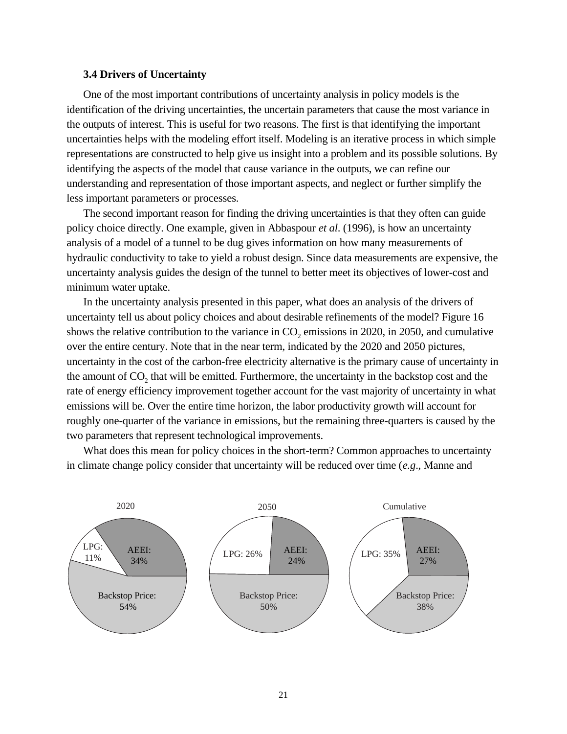### 3.4 Drivers of Uncertainty

One of the most important contributions of uncertainty analysis in policy models is the identification of the driving uncertainties, the uncertain parameters that cause the most variance in the outputs of interest. This is useful for two reasons. The first is that identifying the important uncertainties helps with the modeling effort itself. Modeling is an iterative process in which simple representations are constructed to help give us insight into a problem and its possible solutions. By identifying the aspects of the model that cause variance in the outputs, we can refine our understanding and representation of those important aspects, and neglect or further simplify the less important parameters or processes.

The second important reason for finding the driving uncertainties is that they often can guide policy choice directly. One example, given in Abbaspour *et al*. (1996), is how an uncertainty analysis of a model of a tunnel to be dug gives information on how many measurements of hydraulic conductivity to take to yield a robust design. Since data measurements are expensive, the uncertainty analysis guides the design of the tunnel to better meet its objectives of lower-cost and minimum water uptake.

In the uncertainty analysis presented in this paper, what does an analysis of the drivers of uncertainty tell us about policy choices and about desirable refinements of the model? Figure 16 shows the relative contribution to the variance in $CO_2$ emissions in 2020, in 2050, and cumulative over the entire century. Note that in the near term, indicated by the 2020 and 2050 pictures, uncertainty in the cost of the carbon-free electricity alternative is the primary cause of uncertainty in the amount of $CO_2$ that will be emitted. Furthermore, the uncertainty in the backstop cost and the rate of energy efficiency improvement together account for the vast majority of uncertainty in what emissions will be. Over the entire time horizon, the labor productivity growth will account for roughly one-quarter of the variance in emissions, but the remaining three-quarters is caused by the two parameters that represent technological improvements.

What does this mean for policy choices in the short-term? Common approaches to uncertainty in climate change policy consider that uncertainty will be reduced over time (*e.g*., Manne and

2020: LPG: 11%; AEEI: 34%; Backstop Price: 54%

2050: LPG: 26%; AEEI: 24%; Backstop Price: 50%

Cumulative: LPG: 35%; AEEI: 27%; Backstop Price: 38%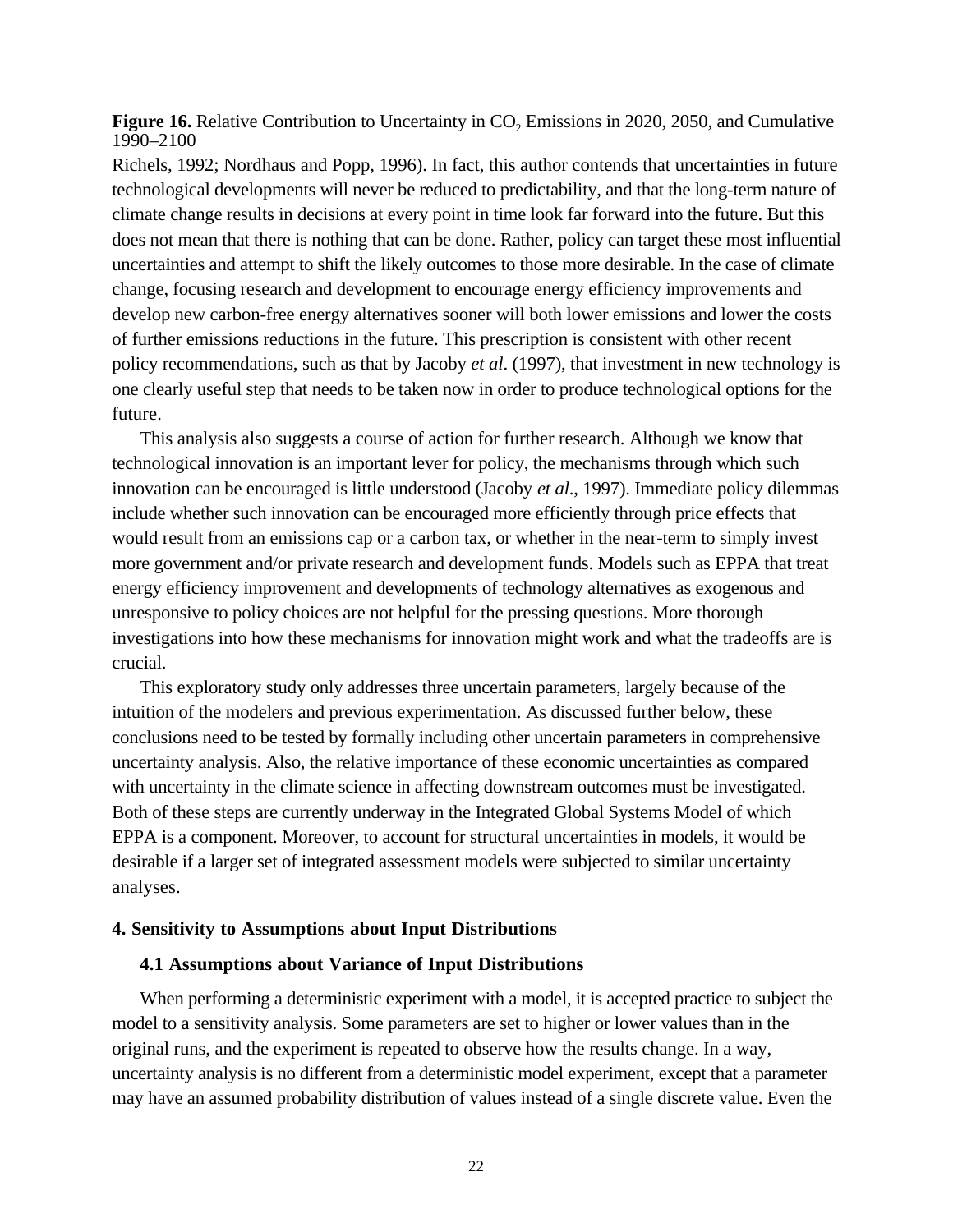**Figure 16.** Relative Contribution to Uncertainty in $CO_2$ Emissions in 2020, 2050, and Cumulative 1990–2100

Richels, 1992; Nordhaus and Popp, 1996). In fact, this author contends that uncertainties in future technological developments will never be reduced to predictability, and that the long-term nature of climate change results in decisions at every point in time look far forward into the future. But this does not mean that there is nothing that can be done. Rather, policy can target these most influential uncertainties and attempt to shift the likely outcomes to those more desirable. In the case of climate change, focusing research and development to encourage energy efficiency improvements and develop new carbon-free energy alternatives sooner will both lower emissions and lower the costs of further emissions reductions in the future. This prescription is consistent with other recent policy recommendations, such as that by Jacoby *et al*. (1997), that investment in new technology is one clearly useful step that needs to be taken now in order to produce technological options for the future.

This analysis also suggests a course of action for further research. Although we know that technological innovation is an important lever for policy, the mechanisms through which such innovation can be encouraged is little understood (Jacoby *et al*., 1997). Immediate policy dilemmas include whether such innovation can be encouraged more efficiently through price effects that would result from an emissions cap or a carbon tax, or whether in the near-term to simply invest more government and/or private research and development funds. Models such as EPPA that treat energy efficiency improvement and developments of technology alternatives as exogenous and unresponsive to policy choices are not helpful for the pressing questions. More thorough investigations into how these mechanisms for innovation might work and what the tradeoffs are is crucial.

This exploratory study only addresses three uncertain parameters, largely because of the intuition of the modelers and previous experimentation. As discussed further below, these conclusions need to be tested by formally including other uncertain parameters in comprehensive uncertainty analysis. Also, the relative importance of these economic uncertainties as compared with uncertainty in the climate science in affecting downstream outcomes must be investigated. Both of these steps are currently underway in the Integrated Global Systems Model of which EPPA is a component. Moreover, to account for structural uncertainties in models, it would be desirable if a larger set of integrated assessment models were subjected to similar uncertainty analyses.

## 4. Sensitivity to Assumptions about Input Distributions

### 4.1 Assumptions about Variance of Input Distributions

When performing a deterministic experiment with a model, it is accepted practice to subject the model to a sensitivity analysis. Some parameters are set to higher or lower values than in the original runs, and the experiment is repeated to observe how the results change. In a way, uncertainty analysis is no different from a deterministic model experiment, except that a parameter may have an assumed probability distribution of values instead of a single discrete value. Even the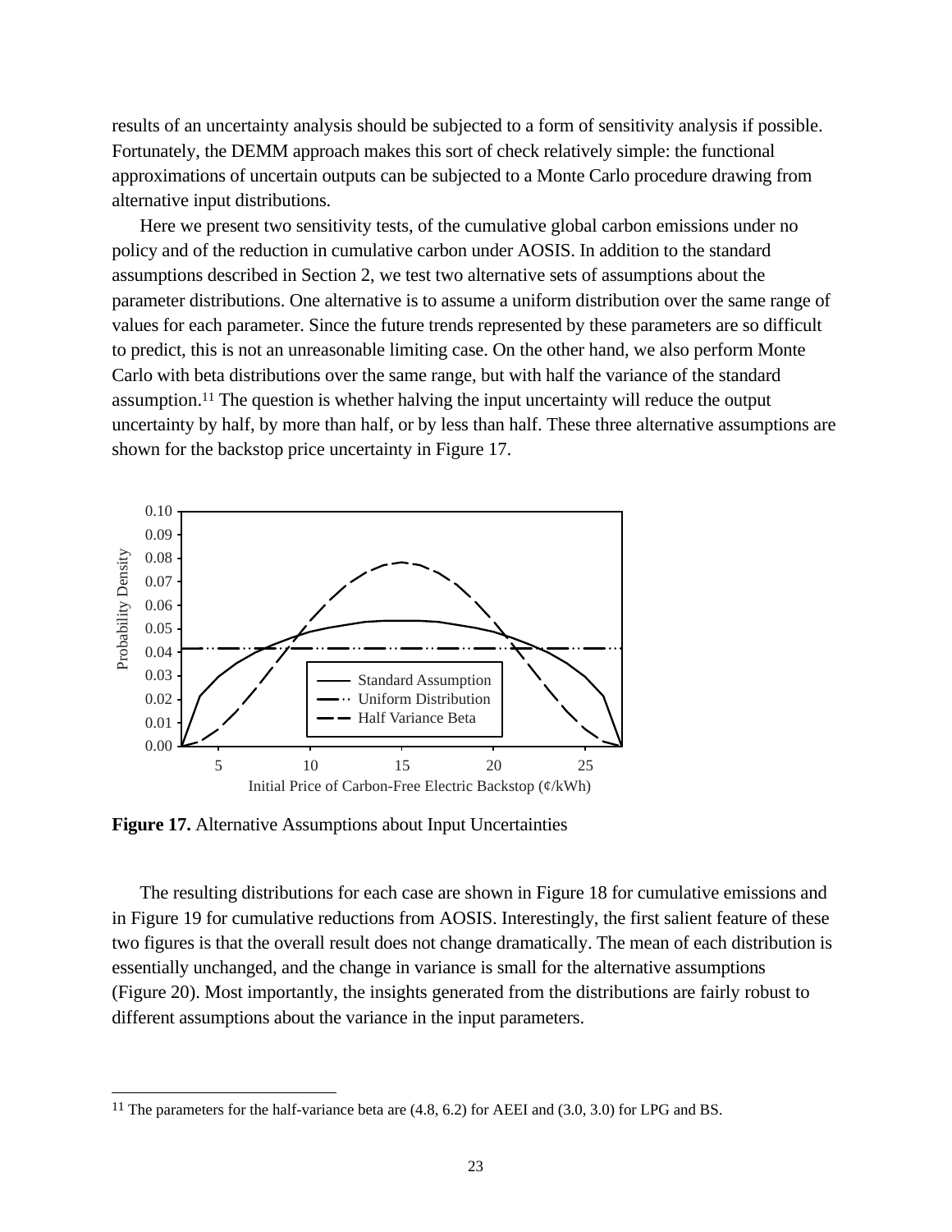results of an uncertainty analysis should be subjected to a form of sensitivity analysis if possible. Fortunately, the DEMM approach makes this sort of check relatively simple: the functional approximations of uncertain outputs can be subjected to a Monte Carlo procedure drawing from alternative input distributions.

Here we present two sensitivity tests, of the cumulative global carbon emissions under no policy and of the reduction in cumulative carbon under AOSIS. In addition to the standard assumptions described in Section 2, we test two alternative sets of assumptions about the parameter distributions. One alternative is to assume a uniform distribution over the same range of values for each parameter. Since the future trends represented by these parameters are so difficult to predict, this is not an unreasonable limiting case. On the other hand, we also perform Monte Carlo with beta distributions over the same range, but with half the variance of the standard assumption.[11] The question is whether halving the input uncertainty will reduce the output uncertainty by half, by more than half, or by less than half. These three alternative assumptions are shown for the backstop price uncertainty in Figure 17.

**Figure 17.** Alternative Assumptions about Input Uncertainties

The resulting distributions for each case are shown in Figure 18 for cumulative emissions and in Figure 19 for cumulative reductions from AOSIS. Interestingly, the first salient feature of these two figures is that the overall result does not change dramatically. The mean of each distribution is essentially unchanged, and the change in variance is small for the alternative assumptions (Figure 20). Most importantly, the insights generated from the distributions are fairly robust to different assumptions about the variance in the input parameters.

[11] The parameters for the half-variance beta are (4.8, 6.2) for AEEI and (3.0, 3.0) for LPG and BS.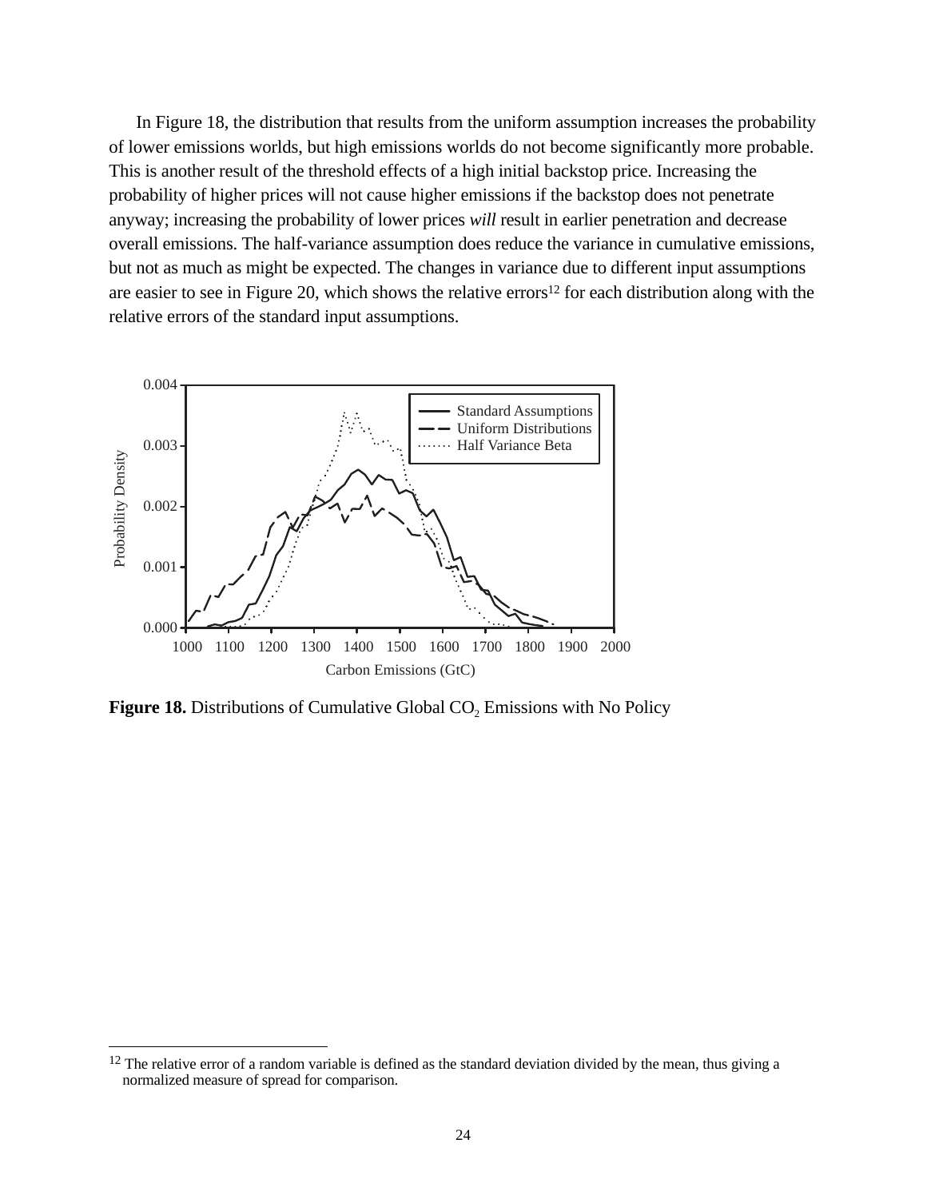In Figure 18, the distribution that results from the uniform assumption increases the probability of lower emissions worlds, but high emissions worlds do not become significantly more probable. This is another result of the threshold effects of a high initial backstop price. Increasing the probability of higher prices will not cause higher emissions if the backstop does not penetrate anyway; increasing the probability of lower prices *will* result in earlier penetration and decrease overall emissions. The half-variance assumption does reduce the variance in cumulative emissions, but not as much as might be expected. The changes in variance due to different input assumptions are easier to see in Figure 20, which shows the relative errors[12] for each distribution along with the relative errors of the standard input assumptions.

**Figure 18.** Distributions of Cumulative Global $CO_2$ Emissions with No Policy

---

[12] The relative error of a random variable is defined as the standard deviation divided by the mean, thus giving a normalized measure of spread for comparison.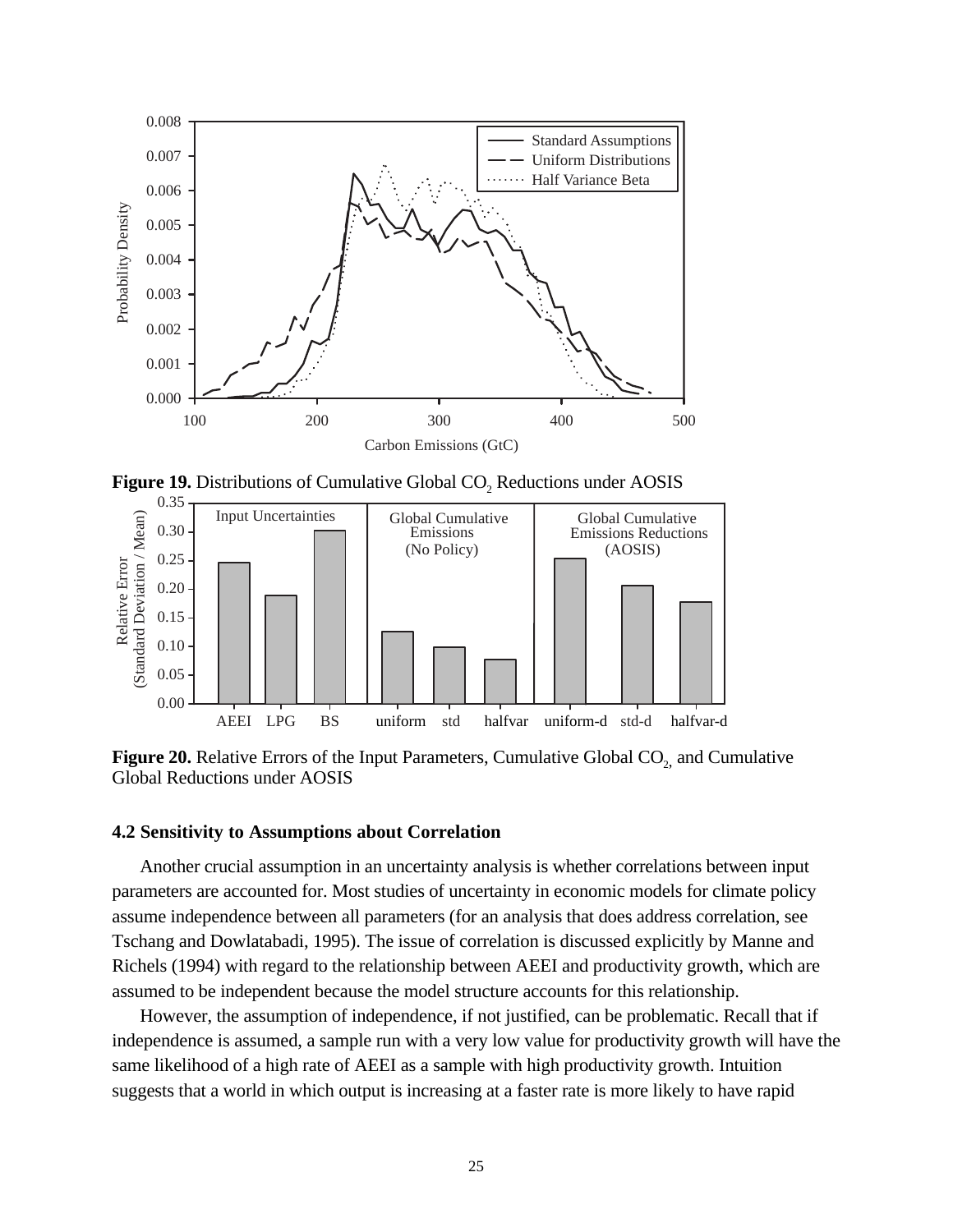**Figure 19.** Distributions of Cumulative Global $CO_2$ Reductions under AOSIS

**Figure 20.** Relative Errors of the Input Parameters, Cumulative Global $CO_2$, and Cumulative Global Reductions under AOSIS

### 4.2 Sensitivity to Assumptions about Correlation

Another crucial assumption in an uncertainty analysis is whether correlations between input parameters are accounted for. Most studies of uncertainty in economic models for climate policy assume independence between all parameters (for an analysis that does address correlation, see Tschang and Dowlatabadi, 1995). The issue of correlation is discussed explicitly by Manne and Richels (1994) with regard to the relationship between AEEI and productivity growth, which are assumed to be independent because the model structure accounts for this relationship.

However, the assumption of independence, if not justified, can be problematic. Recall that if independence is assumed, a sample run with a very low value for productivity growth will have the same likelihood of a high rate of AEEI as a sample with high productivity growth. Intuition suggests that a world in which output is increasing at a faster rate is more likely to have rapid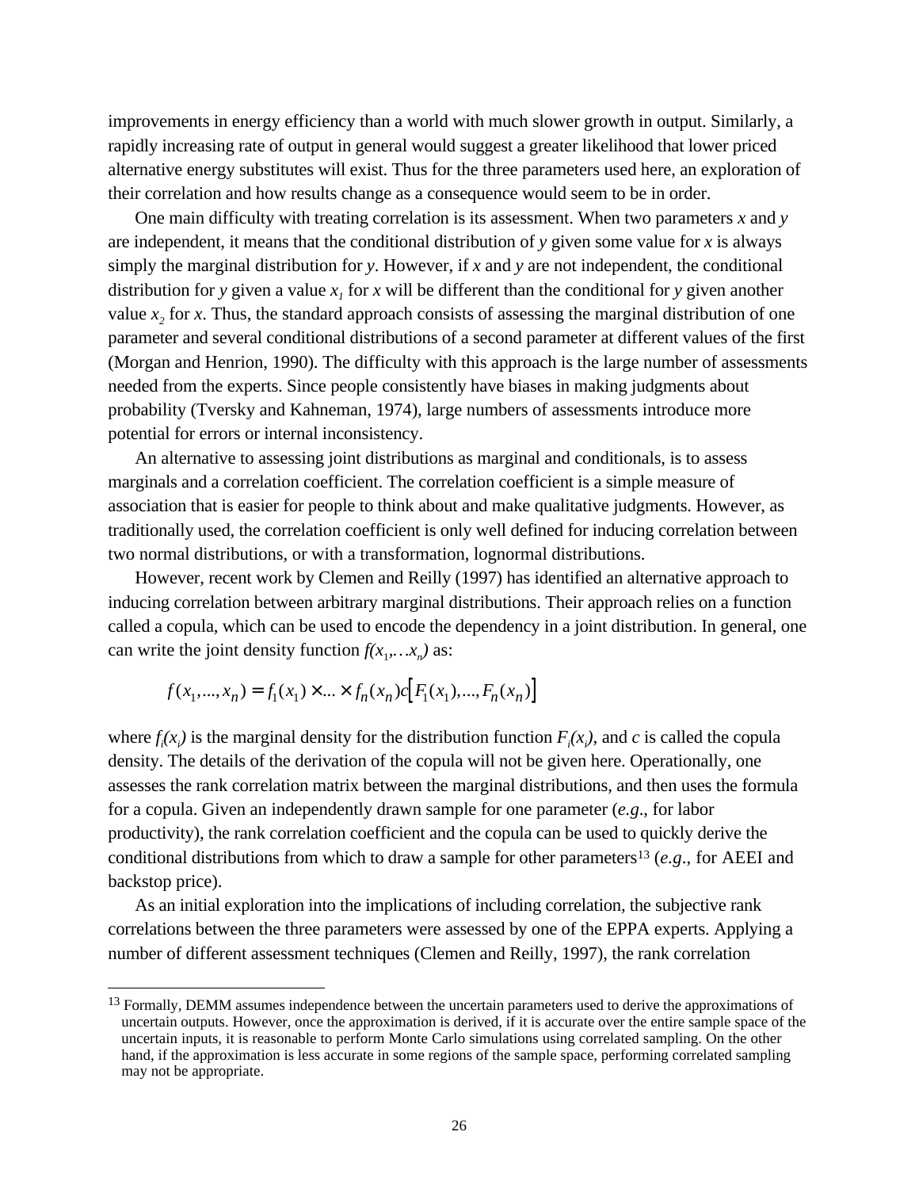improvements in energy efficiency than a world with much slower growth in output. Similarly, a rapidly increasing rate of output in general would suggest a greater likelihood that lower priced alternative energy substitutes will exist. Thus for the three parameters used here, an exploration of their correlation and how results change as a consequence would seem to be in order.

One main difficulty with treating correlation is its assessment. When two parameters $x$ and $y$ are independent, it means that the conditional distribution of $y$ given some value for $x$ is always simply the marginal distribution for $y$. However, if $x$ and $y$ are not independent, the conditional distribution for $y$ given a value $x_1$ for $x$ will be different than the conditional for $y$ given another value $x_2$ for $x$. Thus, the standard approach consists of assessing the marginal distribution of one parameter and several conditional distributions of a second parameter at different values of the first (Morgan and Henrion, 1990). The difficulty with this approach is the large number of assessments needed from the experts. Since people consistently have biases in making judgments about probability (Tversky and Kahneman, 1974), large numbers of assessments introduce more potential for errors or internal inconsistency.

An alternative to assessing joint distributions as marginal and conditionals, is to assess marginals and a correlation coefficient. The correlation coefficient is a simple measure of association that is easier for people to think about and make qualitative judgments. However, as traditionally used, the correlation coefficient is only well defined for inducing correlation between two normal distributions, or with a transformation, lognormal distributions.

However, recent work by Clemen and Reilly (1997) has identified an alternative approach to inducing correlation between arbitrary marginal distributions. Their approach relies on a function called a copula, which can be used to encode the dependency in a joint distribution. In general, one can write the joint density function $f(x_1,\ldots x_n)$ as:

$$f(x_1,\ldots,x_n) = f_1(x_1) \times \ldots \times f_n(x_n) c\left[F_1(x_1),\ldots,F_n(x_n)\right]$$

where $f_i(x_i)$ is the marginal density for the distribution function $F_i(x_i)$, and $c$ is called the copula density. The details of the derivation of the copula will not be given here. Operationally, one assesses the rank correlation matrix between the marginal distributions, and then uses the formula for a copula. Given an independently drawn sample for one parameter (*e.g*., for labor productivity), the rank correlation coefficient and the copula can be used to quickly derive the conditional distributions from which to draw a sample for other parameters[13] (*e.g*., for AEEI and backstop price).

As an initial exploration into the implications of including correlation, the subjective rank correlations between the three parameters were assessed by one of the EPPA experts. Applying a number of different assessment techniques (Clemen and Reilly, 1997), the rank correlation

[13] Formally, DEMM assumes independence between the uncertain parameters used to derive the approximations of uncertain outputs. However, once the approximation is derived, if it is accurate over the entire sample space of the uncertain inputs, it is reasonable to perform Monte Carlo simulations using correlated sampling. On the other hand, if the approximation is less accurate in some regions of the sample space, performing correlated sampling may not be appropriate.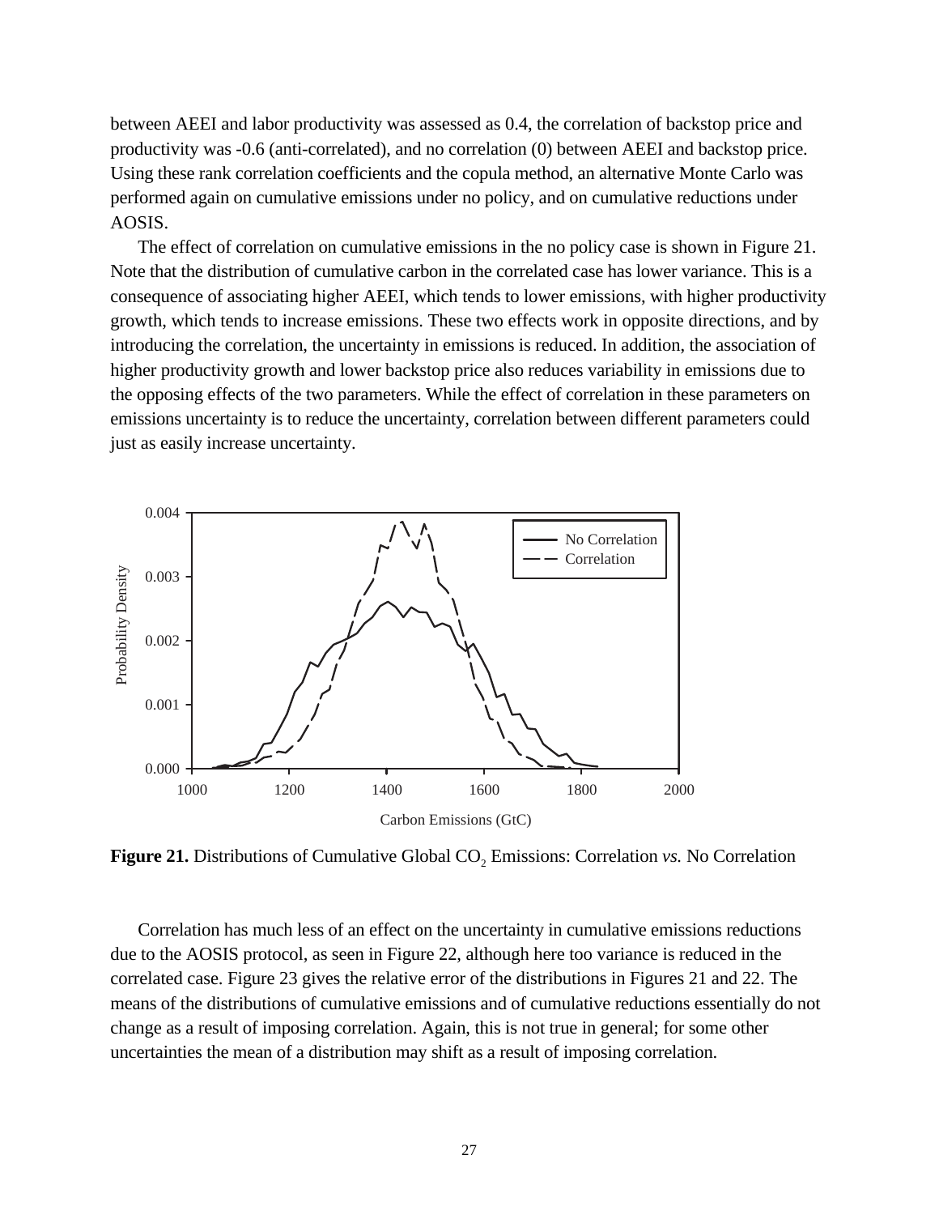between AEEI and labor productivity was assessed as 0.4, the correlation of backstop price and productivity was -0.6 (anti-correlated), and no correlation (0) between AEEI and backstop price. Using these rank correlation coefficients and the copula method, an alternative Monte Carlo was performed again on cumulative emissions under no policy, and on cumulative reductions under AOSIS.

The effect of correlation on cumulative emissions in the no policy case is shown in Figure 21. Note that the distribution of cumulative carbon in the correlated case has lower variance. This is a consequence of associating higher AEEI, which tends to lower emissions, with higher productivity growth, which tends to increase emissions. These two effects work in opposite directions, and by introducing the correlation, the uncertainty in emissions is reduced. In addition, the association of higher productivity growth and lower backstop price also reduces variability in emissions due to the opposing effects of the two parameters. While the effect of correlation in these parameters on emissions uncertainty is to reduce the uncertainty, correlation between different parameters could just as easily increase uncertainty.

**Figure 21.** Distributions of Cumulative Global $CO_2$ Emissions: Correlation *vs.* No Correlation

Correlation has much less of an effect on the uncertainty in cumulative emissions reductions due to the AOSIS protocol, as seen in Figure 22, although here too variance is reduced in the correlated case. Figure 23 gives the relative error of the distributions in Figures 21 and 22. The means of the distributions of cumulative emissions and of cumulative reductions essentially do not change as a result of imposing correlation. Again, this is not true in general; for some other uncertainties the mean of a distribution may shift as a result of imposing correlation.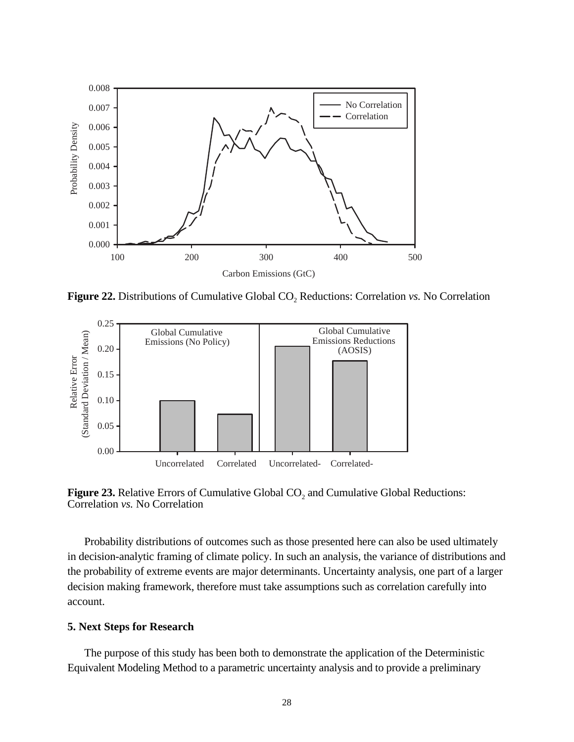**Figure 22.** Distributions of Cumulative Global $CO_2$ Reductions: Correlation *vs.* No Correlation

**Figure 23.** Relative Errors of Cumulative Global $CO_2$ and Cumulative Global Reductions: Correlation *vs.* No Correlation

Probability distributions of outcomes such as those presented here can also be used ultimately in decision-analytic framing of climate policy. In such an analysis, the variance of distributions and the probability of extreme events are major determinants. Uncertainty analysis, one part of a larger decision making framework, therefore must take assumptions such as correlation carefully into account.

## 5. Next Steps for Research

The purpose of this study has been both to demonstrate the application of the Deterministic Equivalent Modeling Method to a parametric uncertainty analysis and to provide a preliminary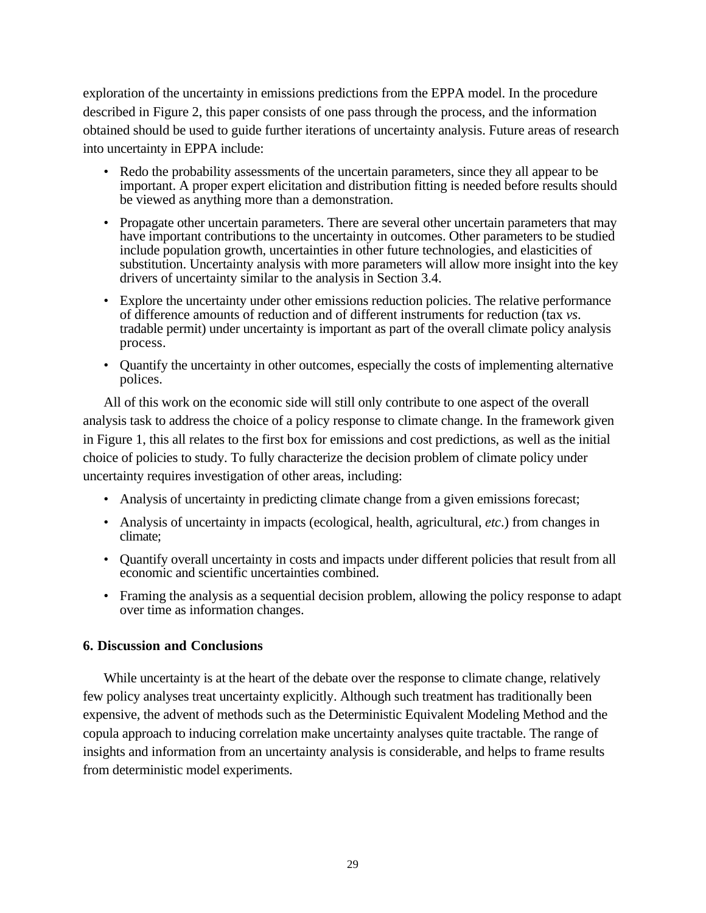exploration of the uncertainty in emissions predictions from the EPPA model. In the procedure described in Figure 2, this paper consists of one pass through the process, and the information obtained should be used to guide further iterations of uncertainty analysis. Future areas of research into uncertainty in EPPA include:

- Redo the probability assessments of the uncertain parameters, since they all appear to be important. A proper expert elicitation and distribution fitting is needed before results should be viewed as anything more than a demonstration.
- Propagate other uncertain parameters. There are several other uncertain parameters that may have important contributions to the uncertainty in outcomes. Other parameters to be studied include population growth, uncertainties in other future technologies, and elasticities of substitution. Uncertainty analysis with more parameters will allow more insight into the key drivers of uncertainty similar to the analysis in Section 3.4.
- Explore the uncertainty under other emissions reduction policies. The relative performance of difference amounts of reduction and of different instruments for reduction (tax *vs*. tradable permit) under uncertainty is important as part of the overall climate policy analysis process.
- Quantify the uncertainty in other outcomes, especially the costs of implementing alternative polices.

All of this work on the economic side will still only contribute to one aspect of the overall analysis task to address the choice of a policy response to climate change. In the framework given in Figure 1, this all relates to the first box for emissions and cost predictions, as well as the initial choice of policies to study. To fully characterize the decision problem of climate policy under uncertainty requires investigation of other areas, including:

- Analysis of uncertainty in predicting climate change from a given emissions forecast;
- Analysis of uncertainty in impacts (ecological, health, agricultural, *etc*.) from changes in climate;
- Quantify overall uncertainty in costs and impacts under different policies that result from all economic and scientific uncertainties combined.
- Framing the analysis as a sequential decision problem, allowing the policy response to adapt over time as information changes.

## 6. Discussion and Conclusions

While uncertainty is at the heart of the debate over the response to climate change, relatively few policy analyses treat uncertainty explicitly. Although such treatment has traditionally been expensive, the advent of methods such as the Deterministic Equivalent Modeling Method and the copula approach to inducing correlation make uncertainty analyses quite tractable. The range of insights and information from an uncertainty analysis is considerable, and helps to frame results from deterministic model experiments.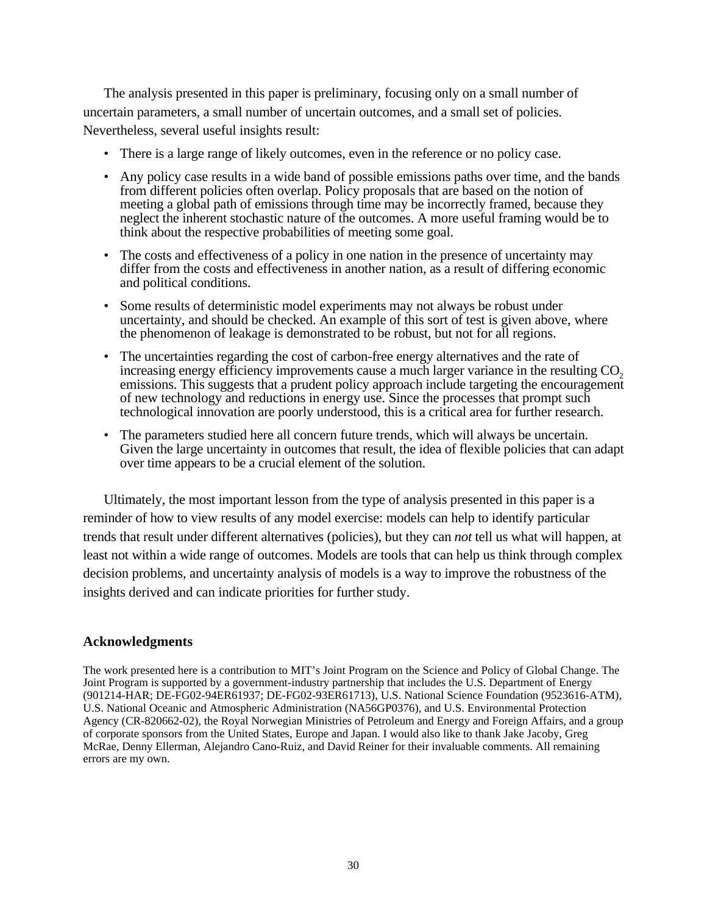The analysis presented in this paper is preliminary, focusing only on a small number of uncertain parameters, a small number of uncertain outcomes, and a small set of policies. Nevertheless, several useful insights result:

- There is a large range of likely outcomes, even in the reference or no policy case.
- Any policy case results in a wide band of possible emissions paths over time, and the bands from different policies often overlap. Policy proposals that are based on the notion of meeting a global path of emissions through time may be incorrectly framed, because they neglect the inherent stochastic nature of the outcomes. A more useful framing would be to think about the respective probabilities of meeting some goal.
- The costs and effectiveness of a policy in one nation in the presence of uncertainty may differ from the costs and effectiveness in another nation, as a result of differing economic and political conditions.
- Some results of deterministic model experiments may not always be robust under uncertainty, and should be checked. An example of this sort of test is given above, where the phenomenon of leakage is demonstrated to be robust, but not for all regions.
- The uncertainties regarding the cost of carbon-free energy alternatives and the rate of increasing energy efficiency improvements cause a much larger variance in the resulting $CO_2$ emissions. This suggests that a prudent policy approach include targeting the encouragement of new technology and reductions in energy use. Since the processes that prompt such technological innovation are poorly understood, this is a critical area for further research.
- The parameters studied here all concern future trends, which will always be uncertain. Given the large uncertainty in outcomes that result, the idea of flexible policies that can adapt over time appears to be a crucial element of the solution.

Ultimately, the most important lesson from the type of analysis presented in this paper is a reminder of how to view results of any model exercise: models can help to identify particular trends that result under different alternatives (policies), but they can *not* tell us what will happen, at least not within a wide range of outcomes. Models are tools that can help us think through complex decision problems, and uncertainty analysis of models is a way to improve the robustness of the insights derived and can indicate priorities for further study.

## Acknowledgments

The work presented here is a contribution to MIT's Joint Program on the Science and Policy of Global Change. The Joint Program is supported by a government-industry partnership that includes the U.S. Department of Energy (901214-HAR; DE-FG02-94ER61937; DE-FG02-93ER61713), U.S. National Science Foundation (9523616-ATM), U.S. National Oceanic and Atmospheric Administration (NA56GP0376), and U.S. Environmental Protection Agency (CR-820662-02), the Royal Norwegian Ministries of Petroleum and Energy and Foreign Affairs, and a group of corporate sponsors from the United States, Europe and Japan. I would also like to thank Jake Jacoby, Greg McRae, Denny Ellerman, Alejandro Cano-Ruiz, and David Reiner for their invaluable comments. All remaining errors are my own.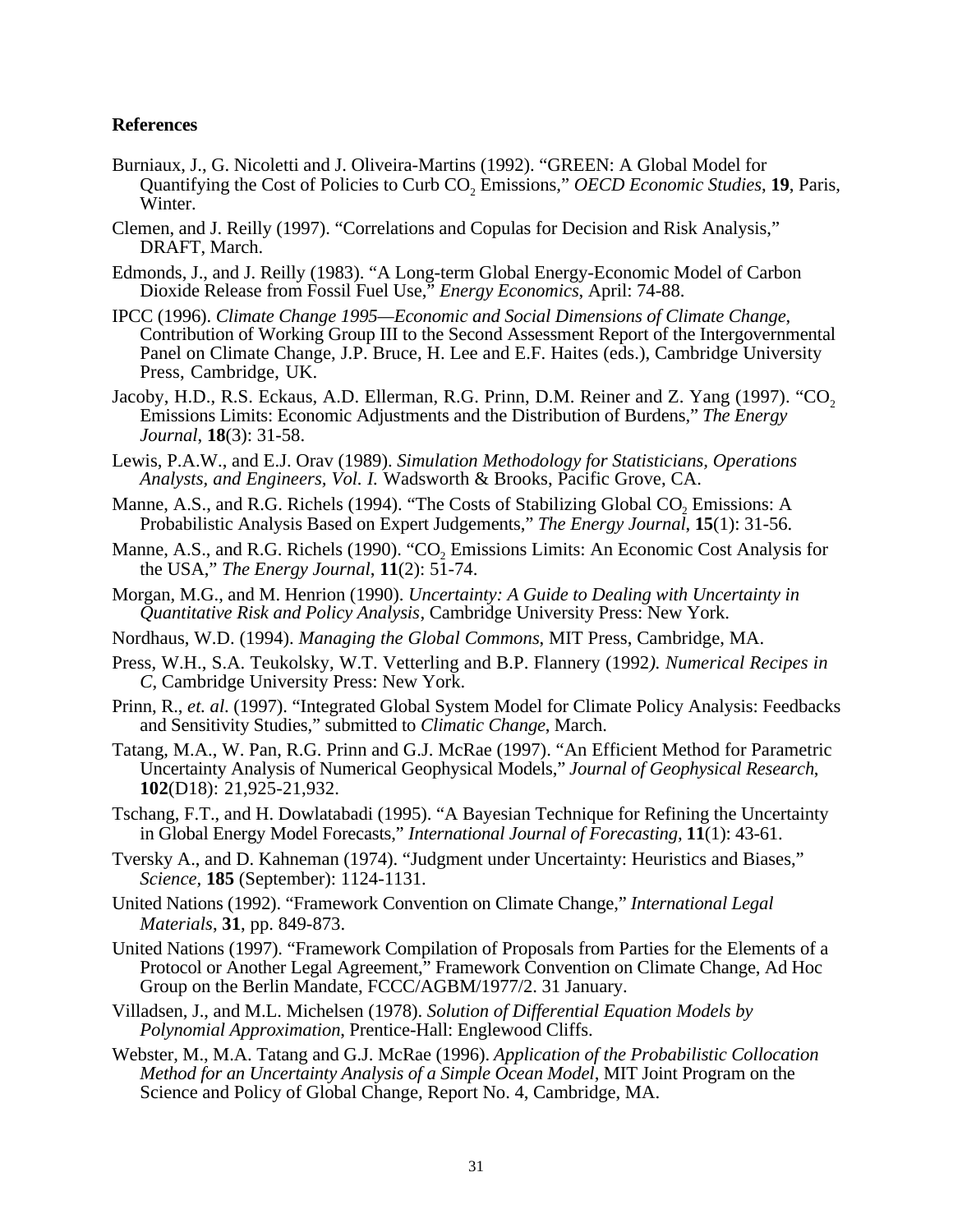**References**

Burniaux, J., G. Nicoletti and J. Oliveira-Martins (1992). "GREEN: A Global Model for Quantifying the Cost of Policies to Curb $CO_2$ Emissions," *OECD Economic Studies*, **19**, Paris, Winter.

Clemen, and J. Reilly (1997). "Correlations and Copulas for Decision and Risk Analysis," DRAFT, March.

Edmonds, J., and J. Reilly (1983). "A Long-term Global Energy-Economic Model of Carbon Dioxide Release from Fossil Fuel Use," *Energy Economics*, April: 74-88.

IPCC (1996). *Climate Change 1995—Economic and Social Dimensions of Climate Change*, Contribution of Working Group III to the Second Assessment Report of the Intergovernmental Panel on Climate Change, J.P. Bruce, H. Lee and E.F. Haites (eds.), Cambridge University Press, Cambridge, UK.

Jacoby, H.D., R.S. Eckaus, A.D. Ellerman, R.G. Prinn, D.M. Reiner and Z. Yang (1997). "$CO_2$ Emissions Limits: Economic Adjustments and the Distribution of Burdens," *The Energy Journal*, **18**(3): 31-58.

Lewis, P.A.W., and E.J. Orav (1989). *Simulation Methodology for Statisticians, Operations Analysts, and Engineers, Vol. I.* Wadsworth & Brooks, Pacific Grove, CA.

Manne, A.S., and R.G. Richels (1994). "The Costs of Stabilizing Global $CO_2$ Emissions: A Probabilistic Analysis Based on Expert Judgements," *The Energy Journal*, **15**(1): 31-56.

Manne, A.S., and R.G. Richels (1990). "$CO_2$ Emissions Limits: An Economic Cost Analysis for the USA," *The Energy Journal*, **11**(2): 51-74.

Morgan, M.G., and M. Henrion (1990). *Uncertainty: A Guide to Dealing with Uncertainty in Quantitative Risk and Policy Analysis*, Cambridge University Press: New York.

Nordhaus, W.D. (1994). *Managing the Global Commons*, MIT Press, Cambridge, MA.

Press, W.H., S.A. Teukolsky, W.T. Vetterling and B.P. Flannery (1992*). Numerical Recipes in C*, Cambridge University Press: New York.

Prinn, R., *et. al*. (1997). "Integrated Global System Model for Climate Policy Analysis: Feedbacks and Sensitivity Studies," submitted to *Climatic Change*, March.

Tatang, M.A., W. Pan, R.G. Prinn and G.J. McRae (1997). "An Efficient Method for Parametric Uncertainty Analysis of Numerical Geophysical Models," *Journal of Geophysical Research*, **102**(D18): 21,925-21,932.

Tschang, F.T., and H. Dowlatabadi (1995). "A Bayesian Technique for Refining the Uncertainty in Global Energy Model Forecasts," *International Journal of Forecasting*, **11**(1): 43-61.

Tversky A., and D. Kahneman (1974). "Judgment under Uncertainty: Heuristics and Biases," *Science*, **185** (September): 1124-1131.

United Nations (1992). "Framework Convention on Climate Change," *International Legal Materials*, **31**, pp. 849-873.

United Nations (1997). "Framework Compilation of Proposals from Parties for the Elements of a Protocol or Another Legal Agreement," Framework Convention on Climate Change, Ad Hoc Group on the Berlin Mandate, FCCC/AGBM/1977/2. 31 January.

Villadsen, J., and M.L. Michelsen (1978). *Solution of Differential Equation Models by Polynomial Approximation*, Prentice-Hall: Englewood Cliffs.

Webster, M., M.A. Tatang and G.J. McRae (1996). *Application of the Probabilistic Collocation Method for an Uncertainty Analysis of a Simple Ocean Model*, MIT Joint Program on the Science and Policy of Global Change, Report No. 4, Cambridge, MA.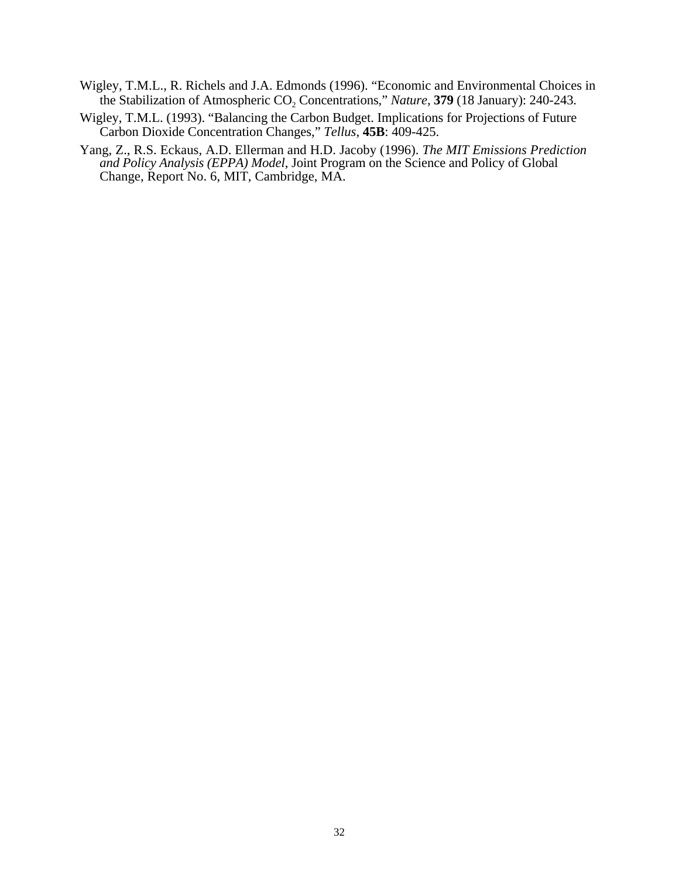Wigley, T.M.L., R. Richels and J.A. Edmonds (1996). "Economic and Environmental Choices in the Stabilization of Atmospheric $CO_2$ Concentrations," *Nature*, **379** (18 January): 240-243.

Wigley, T.M.L. (1993). "Balancing the Carbon Budget. Implications for Projections of Future Carbon Dioxide Concentration Changes," *Tellus*, **45B**: 409-425.

Yang, Z., R.S. Eckaus, A.D. Ellerman and H.D. Jacoby (1996). *The MIT Emissions Prediction and Policy Analysis (EPPA) Model*, Joint Program on the Science and Policy of Global Change, Report No. 6, MIT, Cambridge, MA.